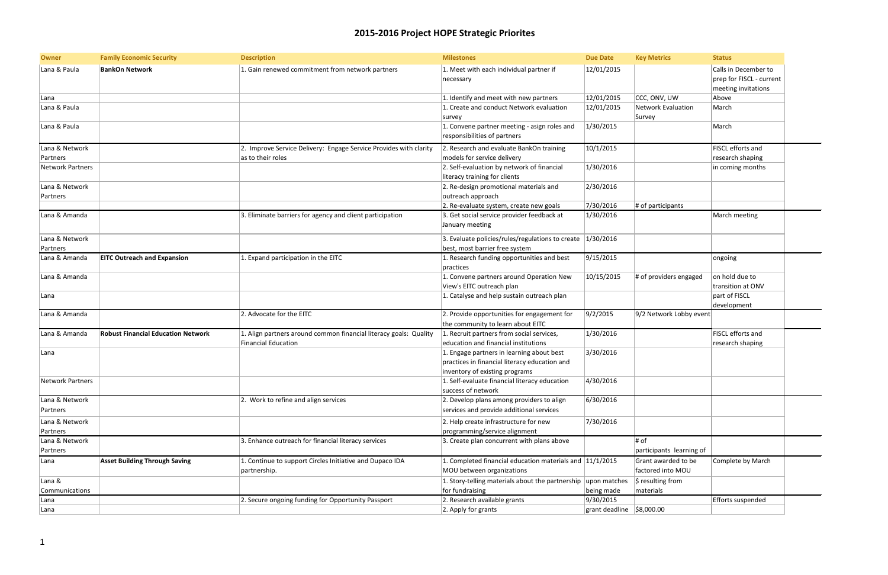# 2015-2016 Project HOPE Strategic Priorites

| Owner | Family Economic Security | Description | Milestones | Due Date | Key Metrics | Status |
|---|---|---|---|---|---|---|
| Lana & Paula | **BankOn Network** | 1. Gain renewed commitment from network partners | 1. Meet with each individual partner if necessary | 12/01/2015 | | Calls in December to prep for FISCL - current meeting invitations |
| Lana | | | 1. Identify and meet with new partners | 12/01/2015 | CCC, ONV, UW | Above |
| Lana & Paula | | | 1. Create and conduct Network evaluation survey | 12/01/2015 | Network Evaluation Survey | March |
| Lana & Paula | | | 1. Convene partner meeting - asign roles and responsibilities of partners | 1/30/2015 | | March |
| Lana & Network Partners | | 2. Improve Service Delivery: Engage Service Provides with clarity as to their roles | 2. Research and evaluate BankOn training models for service delivery | 10/1/2015 | | FISCL efforts and research shaping in coming months |
| Network Partners | | | 2. Self-evaluation by network of financial literacy training for clients | 1/30/2016 | | |
| Lana & Network Partners | | | 2. Re-design promotional materials and outreach approach | 2/30/2016 | | |
| | | | 2. Re-evaluate system, create new goals | 7/30/2016 | # of participants | |
| Lana & Amanda | | 3. Eliminate barriers for agency and client participation | 3. Get social service provider feedback at January meeting | 1/30/2016 | | March meeting |
| Lana & Network Partners | | | 3. Evaluate policies/rules/regulations to create best, most barrier free system | 1/30/2016 | | |
| Lana & Amanda | **EITC Outreach and Expansion** | 1. Expand participation in the EITC | 1. Research funding opportunities and best practices | 9/15/2015 | | ongoing |
| Lana & Amanda | | | 1. Convene partners around Operation New View's EITC outreach plan | 10/15/2015 | # of providers engaged | on hold due to transition at ONV |
| Lana | | | 1. Catalyse and help sustain outreach plan | | | part of FISCL development |
| Lana & Amanda | | 2. Advocate for the EITC | 2. Provide opportunities for engagement for the community to learn about EITC | 9/2/2015 | 9/2 Network Lobby event | |
| Lana & Amanda | **Robust Financial Education Network** | 1. Align partners around common financial literacy goals: Quality Financial Education | 1. Recruit partners from social services, education and financial institutions | 1/30/2016 | | FISCL efforts and research shaping |
| Lana | | | 1. Engage partners in learning about best practices in financial literacy education and inventory of existing programs | 3/30/2016 | | |
| Network Partners | | | 1. Self-evaluate financial literacy education success of network | 4/30/2016 | | |
| Lana & Network Partners | | 2. Work to refine and align services | 2. Develop plans among providers to align services and provide additional services | 6/30/2016 | | |
| Lana & Network Partners | | | 2. Help create infrastructure for new programming/service alignment | 7/30/2016 | | |
| Lana & Network Partners | | 3. Enhance outreach for financial literacy services | 3. Create plan concurrent with plans above | | # of participants learning of | |
| Lana | **Asset Building Through Saving** | 1. Continue to support Circles Initiative and Dupaco IDA partnership. | 1. Completed financial education materials and MOU between organizations | 11/1/2015 | Grant awarded to be factored into MOU | Complete by March |
| Lana & Communications | | | 1. Story-telling materials about the partnership for fundraising | upon matches being made | $ resulting from materials | |
| Lana | | 2. Secure ongoing funding for Opportunity Passport | 2. Research available grants | 9/30/2015 | | Efforts suspended |
| Lana | | | 2. Apply for grants | grant deadline | $8,000.00 | |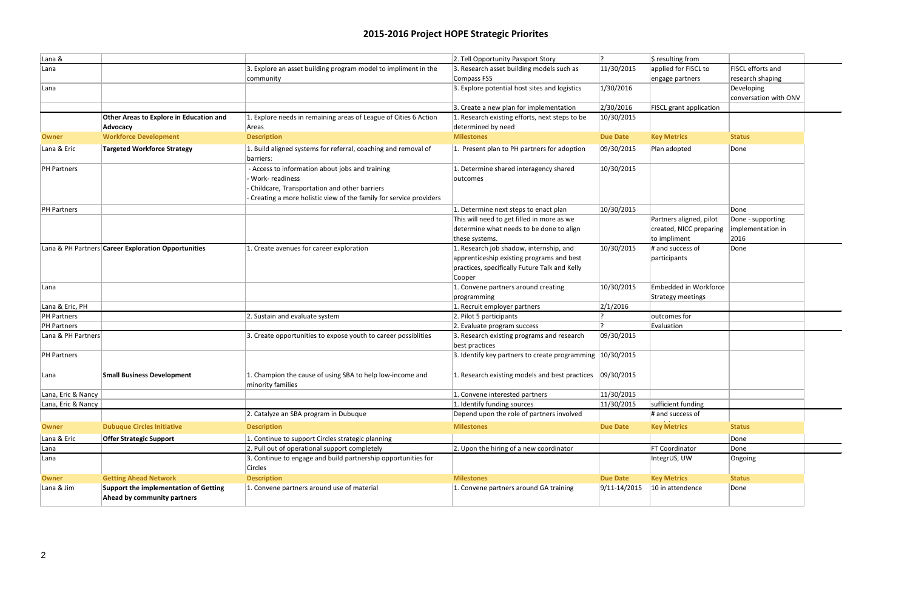# 2015-2016 Project HOPE Strategic Priorites

| Owner | | Description | Milestones | Due Date | Key Metrics | Status |
|---|---|---|---|---|---|---|
| Lana & | | | 2. Tell Opportunity Passport Story | ? | $ resulting from | |
| Lana | | 3. Explore an asset building program model to impliment in the community | 3. Research asset building models such as Compass FSS | 11/30/2015 | applied for FISCL to engage partners | FISCL efforts and research shaping |
| Lana | | | 3. Explore potential host sites and logistics | 1/30/2016 | | Developing conversation with ONV |
| | | | 3. Create a new plan for implementation | 2/30/2016 | FISCL grant application | |
| | **Other Areas to Explore in Education and Advocacy** | 1. Explore needs in remaining areas of League of Cities 6 Action Areas | 1. Research existing efforts, next steps to be determined by need | 10/30/2015 | | |
| **Owner** | **Workforce Development** | **Description** | **Milestones** | **Due Date** | **Key Metrics** | **Status** |
| Lana & Eric | **Targeted Workforce Strategy** | 1. Build aligned systems for referral, coaching and removal of barriers: | 1. Present plan to PH partners for adoption | 09/30/2015 | Plan adopted | Done |
| PH Partners | | - Access to information about jobs and training<br>- Work- readiness<br>- Childcare, Transportation and other barriers<br>- Creating a more holistic view of the family for service providers | 1. Determine shared interagency shared outcomes | 10/30/2015 | | |
| PH Partners | | | 1. Determine next steps to enact plan | 10/30/2015 | | Done |
| | | | This will need to get filled in more as we determine what needs to be done to align these systems. | | Partners aligned, pilot created, NICC preparing to impliment | Done - supporting implementation in 2016 |
| Lana & PH Partners | **Career Exploration Opportunities** | 1. Create avenues for career exploration | 1. Research job shadow, internship, and apprenticeship existing programs and best practices, specifically Future Talk and Kelly Cooper | 10/30/2015 | # and success of participants | Done |
| Lana | | | 1. Convene partners around creating programming | 10/30/2015 | Embedded in Workforce Strategy meetings | |
| Lana & Eric, PH | | | 1. Recruit employer partners | 2/1/2016 | | |
| PH Partners | | 2. Sustain and evaluate system | 2. Pilot 5 participants | ? | outcomes for | |
| PH Partners | | | 2. Evaluate program success | ? | Evaluation | |
| Lana & PH Partners | | 3. Create opportunities to expose youth to career possiblities | 3. Research existing programs and research best practices | 09/30/2015 | | |
| PH Partners | | | 3. Identify key partners to create programming | 10/30/2015 | | |
| Lana | **Small Business Development** | 1. Champion the cause of using SBA to help low-income and minority families | 1. Research existing models and best practices | 09/30/2015 | | |
| Lana, Eric & Nancy | | | 1. Convene interested partners | 11/30/2015 | | |
| Lana, Eric & Nancy | | | 1. Identify funding sources | 11/30/2015 | sufficient funding | |
| | | 2. Catalyze an SBA program in Dubuque | Depend upon the role of partners involved | | # and success of | |
| **Owner** | **Dubuque Circles Initiative** | **Description** | **Milestones** | **Due Date** | **Key Metrics** | **Status** |
| Lana & Eric | **Offer Strategic Support** | 1. Continue to support Circles strategic planning | | | | Done |
| Lana | | 2. Pull out of operational support completely | 2. Upon the hiring of a new coordinator | | FT Coordinator | Done |
| Lana | | 3. Continue to engage and build partnership opportunities for Circles | | | IntegrUS, UW | Ongoing |
| **Owner** | **Getting Ahead Network** | **Description** | **Milestones** | **Due Date** | **Key Metrics** | **Status** |
| Lana & Jim | **Support the implementation of Getting Ahead by community partners** | 1. Convene partners around use of material | 1. Convene partners around GA training | 9/11-14/2015 | 10 in attendence | Done |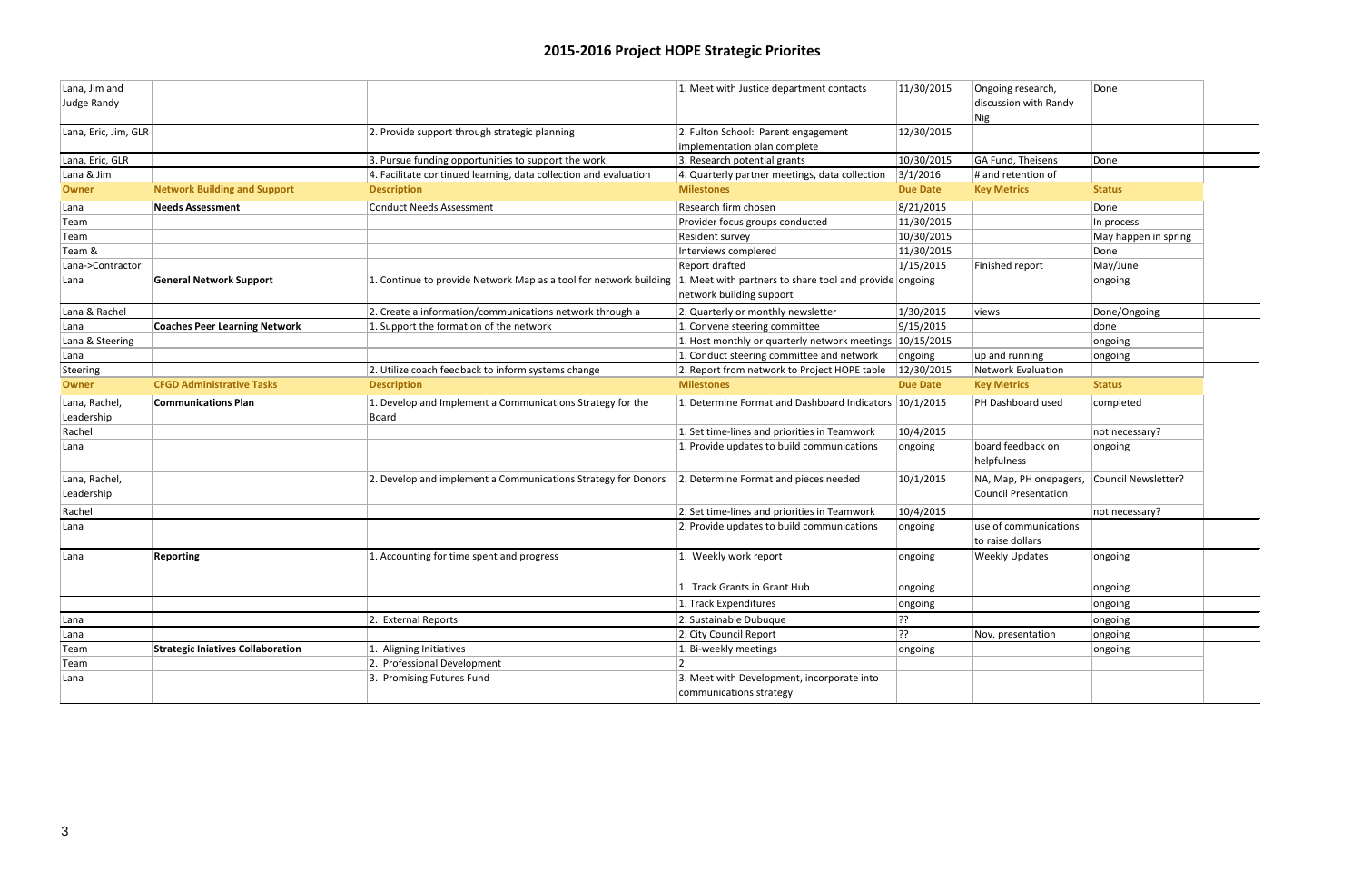# 2015-2016 Project HOPE Strategic Priorites

| | | | | | | |
|---|---|---|---|---|---|---|
| Lana, Jim and Judge Randy | | | 1. Meet with Justice department contacts | 11/30/2015 | Ongoing research, discussion with Randy Nig | Done |
| Lana, Eric, Jim, GLR | | 2. Provide support through strategic planning | 2. Fulton School: Parent engagement implementation plan complete | 12/30/2015 | | |
| Lana, Eric, GLR | | 3. Pursue funding opportunities to support the work | 3. Research potential grants | 10/30/2015 | GA Fund, Theisens | Done |
| Lana & Jim | | 4. Facilitate continued learning, data collection and evaluation | 4. Quarterly partner meetings, data collection | 3/1/2016 | # and retention of | |
| **Owner** | **Network Building and Support** | **Description** | **Milestones** | **Due Date** | **Key Metrics** | **Status** |
| Lana | **Needs Assessment** | Conduct Needs Assessment | Research firm chosen | 8/21/2015 | | Done |
| Team | | | Provider focus groups conducted | 11/30/2015 | | In process |
| Team | | | Resident survey | 10/30/2015 | | May happen in spring |
| Team & | | | Interviews complered | 11/30/2015 | | Done |
| Lana->Contractor | | | Report drafted | 1/15/2015 | Finished report | May/June |
| Lana | **General Network Support** | 1. Continue to provide Network Map as a tool for network building | 1. Meet with partners to share tool and provide network building support | ongoing | | ongoing |
| Lana & Rachel | | 2. Create a information/communications network through a | 2. Quarterly or monthly newsletter | 1/30/2015 | views | Done/Ongoing |
| Lana | **Coaches Peer Learning Network** | 1. Support the formation of the network | 1. Convene steering committee | 9/15/2015 | | done |
| Lana & Steering | | | 1. Host monthly or quarterly network meetings | 10/15/2015 | | ongoing |
| Lana | | | 1. Conduct steering committee and network | ongoing | up and running | ongoing |
| Steering | | 2. Utilize coach feedback to inform systems change | 2. Report from network to Project HOPE table | 12/30/2015 | Network Evaluation | |
| **Owner** | **CFGD Administrative Tasks** | **Description** | **Milestones** | **Due Date** | **Key Metrics** | **Status** |
| Lana, Rachel, Leadership | **Communications Plan** | 1. Develop and Implement a Communications Strategy for the Board | 1. Determine Format and Dashboard Indicators | 10/1/2015 | PH Dashboard used | completed |
| Rachel | | | 1. Set time-lines and priorities in Teamwork | 10/4/2015 | | not necessary? |
| Lana | | | 1. Provide updates to build communications | ongoing | board feedback on helpfulness | ongoing |
| Lana, Rachel, Leadership | | 2. Develop and implement a Communications Strategy for Donors | 2. Determine Format and pieces needed | 10/1/2015 | NA, Map, PH onepagers, Council Presentation | Council Newsletter? |
| Rachel | | | 2. Set time-lines and priorities in Teamwork | 10/4/2015 | | not necessary? |
| Lana | | | 2. Provide updates to build communications | ongoing | use of communications to raise dollars | |
| Lana | **Reporting** | 1. Accounting for time spent and progress | 1. Weekly work report | ongoing | Weekly Updates | ongoing |
| | | | 1. Track Grants in Grant Hub | ongoing | | ongoing |
| | | | 1. Track Expenditures | ongoing | | ongoing |
| Lana | | 2. External Reports | 2. Sustainable Dubuque | ?? | | ongoing |
| Lana | | | 2. City Council Report | ?? | Nov. presentation | ongoing |
| Team | **Strategic Iniatives Collaboration** | 1. Aligning Initiatives | 1. Bi-weekly meetings | ongoing | | ongoing |
| Team | | 2. Professional Development | 2 | | | |
| Lana | | 3. Promising Futures Fund | 3. Meet with Development, incorporate into communications strategy | | | |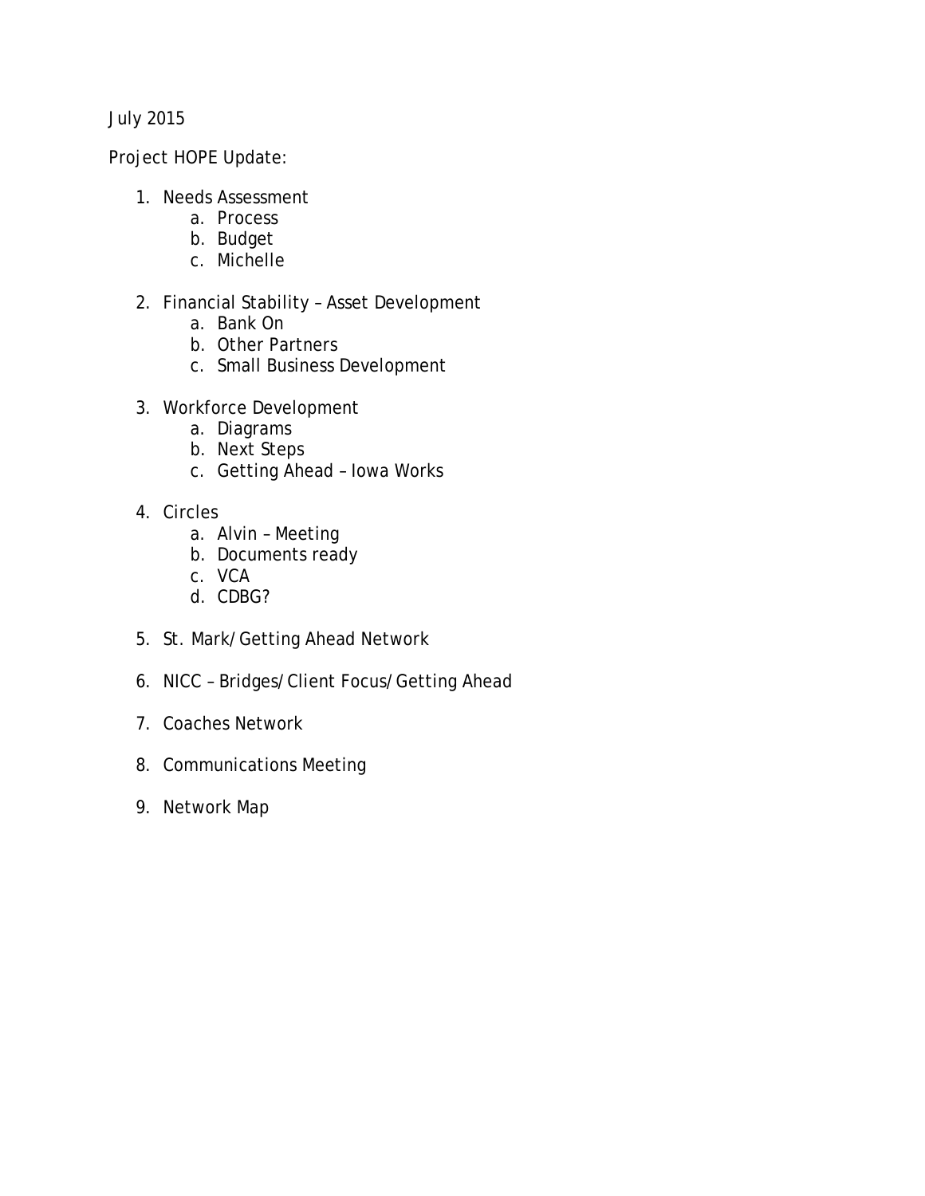July 2015

Project HOPE Update:

1. Needs Assessment
   a. Process
   b. Budget
   c. Michelle

2. Financial Stability – Asset Development
   a. Bank On
   b. Other Partners
   c. Small Business Development

3. Workforce Development
   a. Diagrams
   b. Next Steps
   c. Getting Ahead – Iowa Works

4. Circles
   a. Alvin – Meeting
   b. Documents ready
   c. VCA
   d. CDBG?

5. St. Mark/Getting Ahead Network

6. NICC – Bridges/Client Focus/Getting Ahead

7. Coaches Network

8. Communications Meeting

9. Network Map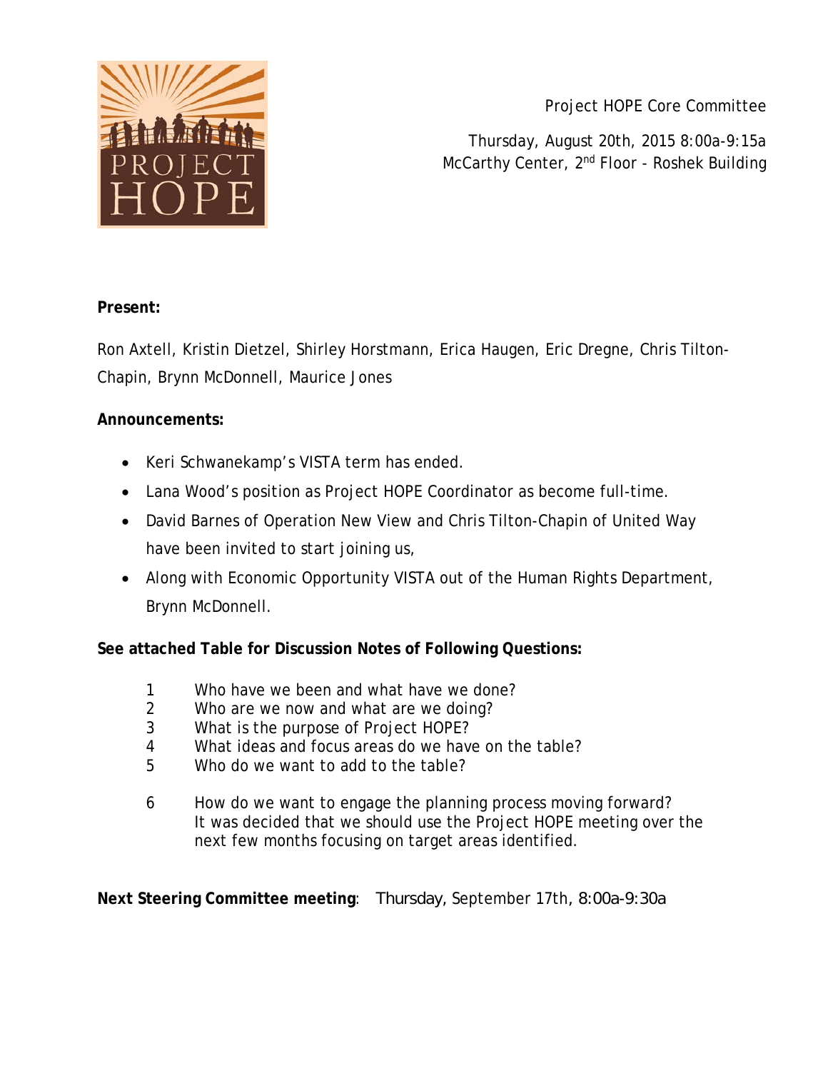Project HOPE Core Committee

Thursday, August 20th, 2015 8:00a-9:15a
McCarthy Center, 2nd Floor - Roshek Building

**Present:**

Ron Axtell, Kristin Dietzel, Shirley Horstmann, Erica Haugen, Eric Dregne, Chris Tilton-Chapin, Brynn McDonnell, Maurice Jones

**Announcements:**

- Keri Schwanekamp's VISTA term has ended.
- Lana Wood's position as Project HOPE Coordinator as become full-time.
- David Barnes of Operation New View and Chris Tilton-Chapin of United Way have been invited to start joining us,
- Along with Economic Opportunity VISTA out of the Human Rights Department, Brynn McDonnell.

**See attached Table for Discussion Notes of Following Questions:**

1. Who have we been and what have we done?
2. Who are we now and what are we doing?
3. What is the purpose of Project HOPE?
4. What ideas and focus areas do we have on the table?
5. Who do we want to add to the table?
6. How do we want to engage the planning process moving forward?
   It was decided that we should use the Project HOPE meeting over the next few months focusing on target areas identified.

**Next Steering Committee meeting**: Thursday, September 17th, 8:00a-9:30a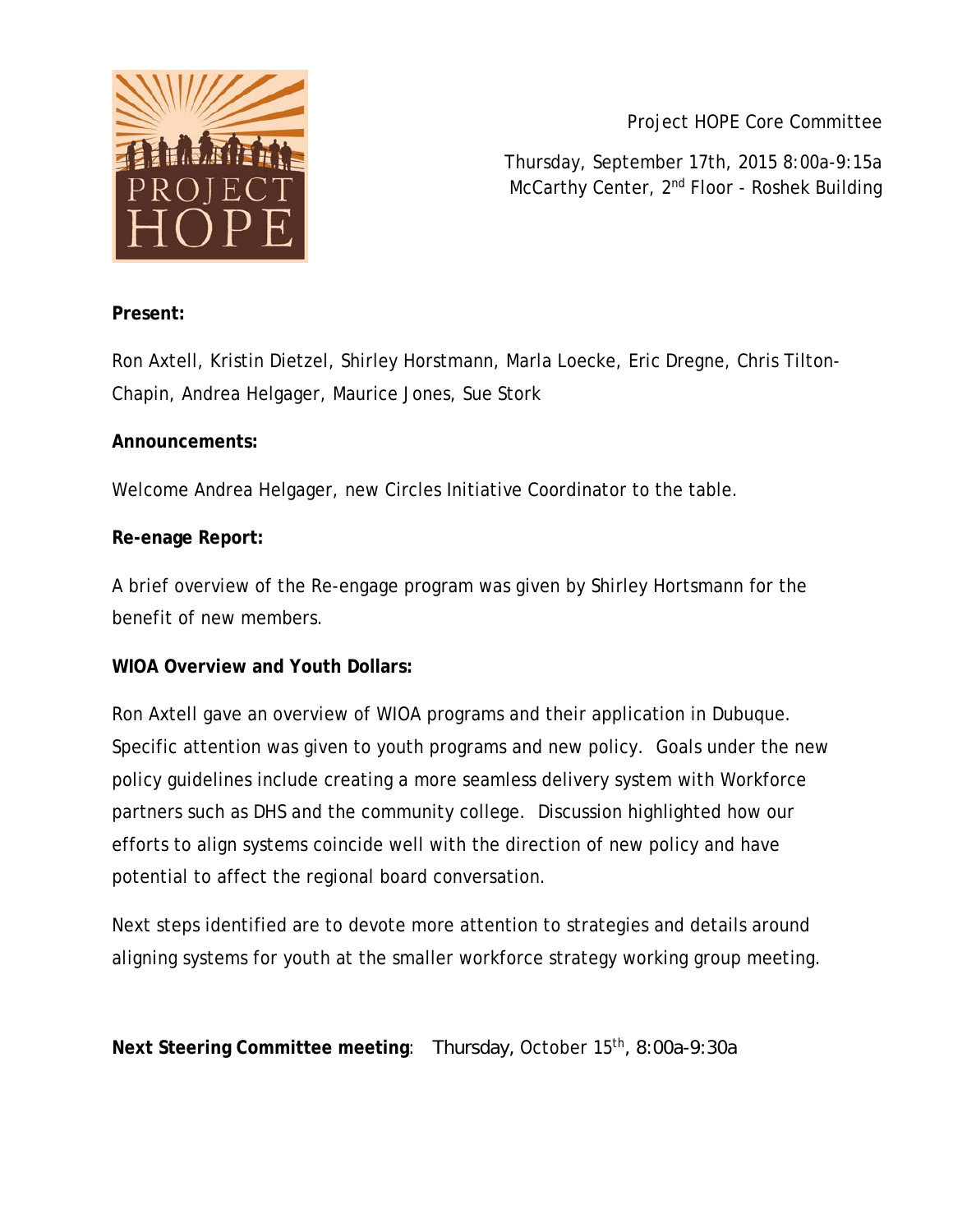Project HOPE Core Committee

Thursday, September 17th, 2015 8:00a-9:15a
McCarthy Center, 2nd Floor - Roshek Building

**Present:**

Ron Axtell, Kristin Dietzel, Shirley Horstmann, Marla Loecke, Eric Dregne, Chris Tilton-Chapin, Andrea Helgager, Maurice Jones, Sue Stork

**Announcements:**

Welcome Andrea Helgager, new Circles Initiative Coordinator to the table.

**Re-enage Report:**

A brief overview of the Re-engage program was given by Shirley Hortsmann for the benefit of new members.

**WIOA Overview and Youth Dollars:**

Ron Axtell gave an overview of WIOA programs and their application in Dubuque. Specific attention was given to youth programs and new policy. Goals under the new policy guidelines include creating a more seamless delivery system with Workforce partners such as DHS and the community college. Discussion highlighted how our efforts to align systems coincide well with the direction of new policy and have potential to affect the regional board conversation.

Next steps identified are to devote more attention to strategies and details around aligning systems for youth at the smaller workforce strategy working group meeting.

**Next Steering Committee meeting**: Thursday, October 15th, 8:00a-9:30a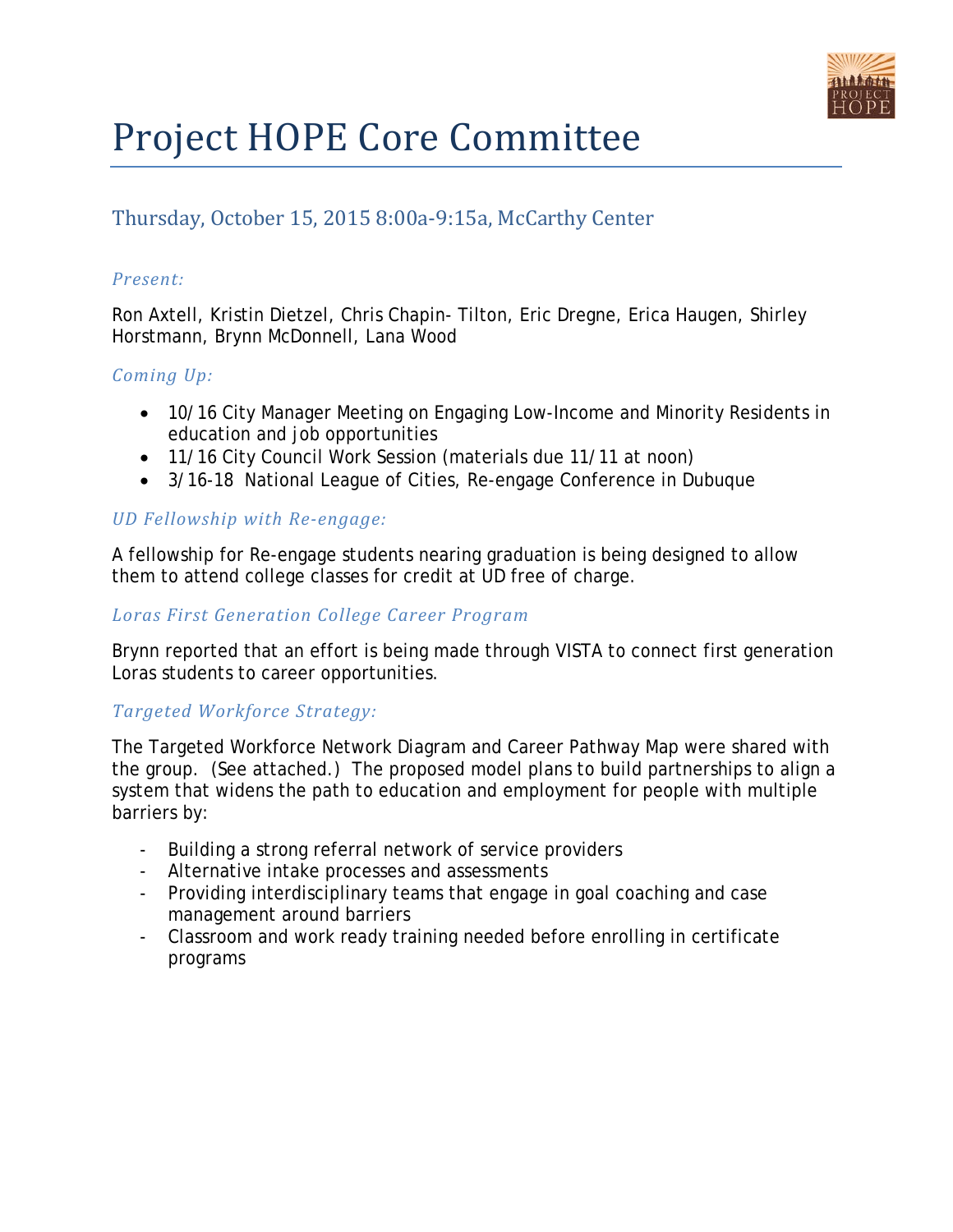# Project HOPE Core Committee

## Thursday, October 15, 2015 8:00a-9:15a, McCarthy Center

### *Present:*

Ron Axtell, Kristin Dietzel, Chris Chapin- Tilton, Eric Dregne, Erica Haugen, Shirley Horstmann, Brynn McDonnell, Lana Wood

### *Coming Up:*

- 10/16 City Manager Meeting on Engaging Low-Income and Minority Residents in education and job opportunities
- 11/16 City Council Work Session (materials due 11/11 at noon)
- 3/16-18 National League of Cities, Re-engage Conference in Dubuque

### *UD Fellowship with Re-engage:*

A fellowship for Re-engage students nearing graduation is being designed to allow them to attend college classes for credit at UD free of charge.

### *Loras First Generation College Career Program*

Brynn reported that an effort is being made through VISTA to connect first generation Loras students to career opportunities.

### *Targeted Workforce Strategy:*

The Targeted Workforce Network Diagram and Career Pathway Map were shared with the group. (See attached.) The proposed model plans to build partnerships to align a system that widens the path to education and employment for people with multiple barriers by:

- Building a strong referral network of service providers
- Alternative intake processes and assessments
- Providing interdisciplinary teams that engage in goal coaching and case management around barriers
- Classroom and work ready training needed before enrolling in certificate programs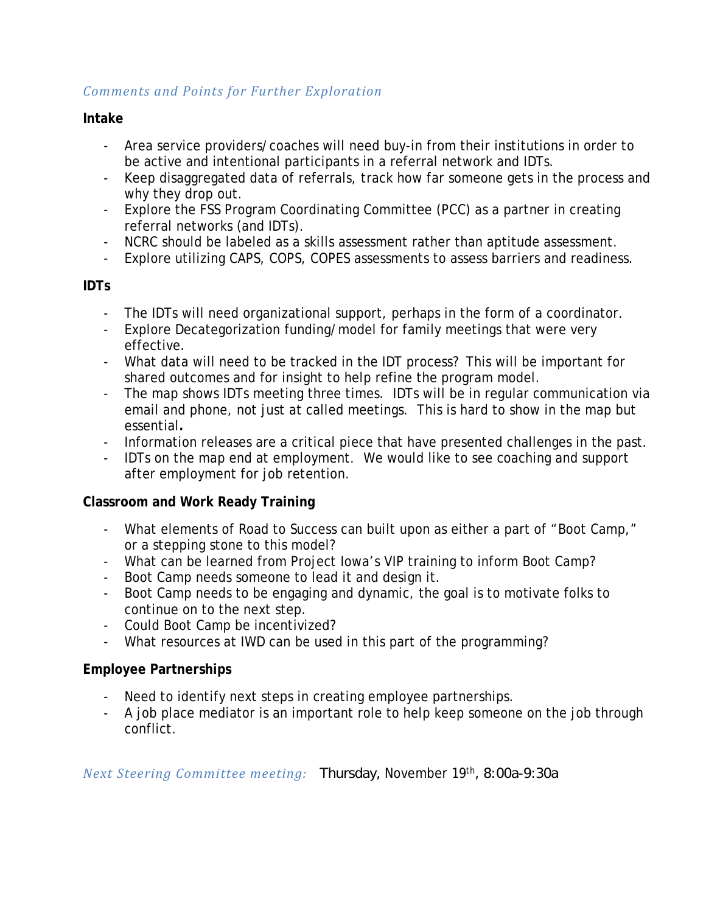*Comments and Points for Further Exploration*

**Intake**

- Area service providers/coaches will need buy-in from their institutions in order to be active and intentional participants in a referral network and IDTs.
- Keep disaggregated data of referrals, track how far someone gets in the process and why they drop out.
- Explore the FSS Program Coordinating Committee (PCC) as a partner in creating referral networks (and IDTs).
- NCRC should be labeled as a skills assessment rather than aptitude assessment.
- Explore utilizing CAPS, COPS, COPES assessments to assess barriers and readiness.

**IDTs**

- The IDTs will need organizational support, perhaps in the form of a coordinator.
- Explore Decategorization funding/model for family meetings that were very effective.
- What data will need to be tracked in the IDT process? This will be important for shared outcomes and for insight to help refine the program model.
- The map shows IDTs meeting three times. IDTs will be in regular communication via email and phone, not just at called meetings. This is hard to show in the map but essential**.**
- Information releases are a critical piece that have presented challenges in the past.
- IDTs on the map end at employment. We would like to see coaching and support after employment for job retention.

**Classroom and Work Ready Training**

- What elements of Road to Success can built upon as either a part of "Boot Camp," or a stepping stone to this model?
- What can be learned from Project Iowa's VIP training to inform Boot Camp?
- Boot Camp needs someone to lead it and design it.
- Boot Camp needs to be engaging and dynamic, the goal is to motivate folks to continue on to the next step.
- Could Boot Camp be incentivized?
- What resources at IWD can be used in this part of the programming?

**Employee Partnerships**

- Need to identify next steps in creating employee partnerships.
- A job place mediator is an important role to help keep someone on the job through conflict.

*Next Steering Committee meeting:* Thursday, November 19th, 8:00a-9:30a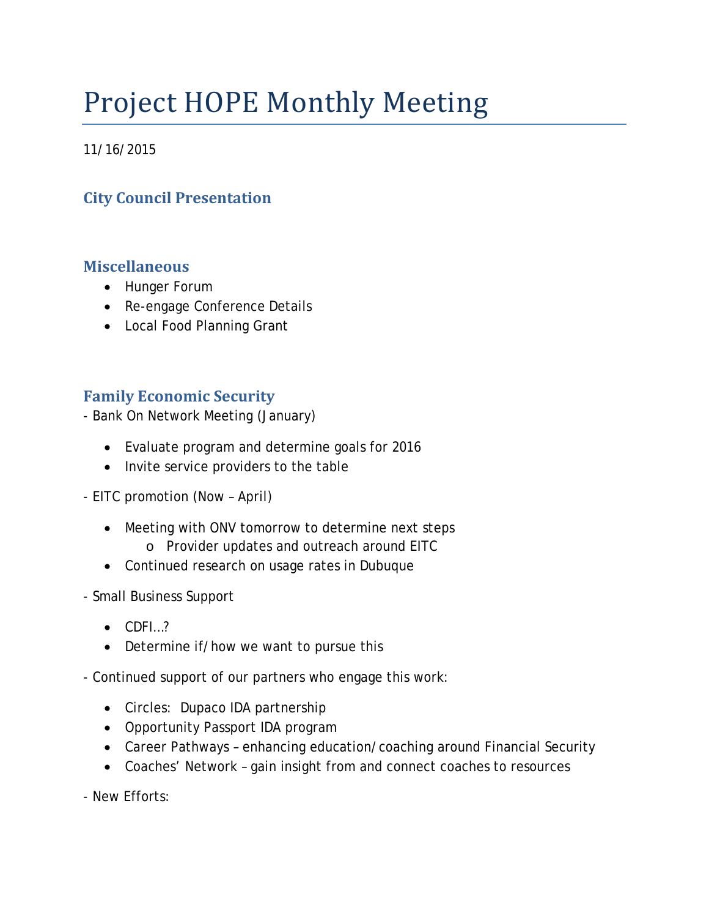# Project HOPE Monthly Meeting

11/16/2015

## City Council Presentation

## Miscellaneous

- Hunger Forum
- Re-engage Conference Details
- Local Food Planning Grant

## Family Economic Security

- Bank On Network Meeting (January)

  - Evaluate program and determine goals for 2016
  - Invite service providers to the table

- EITC promotion (Now – April)

  - Meeting with ONV tomorrow to determine next steps
    - Provider updates and outreach around EITC
  - Continued research on usage rates in Dubuque

- Small Business Support

  - CDFI…?
  - Determine if/how we want to pursue this

- Continued support of our partners who engage this work:

  - Circles: Dupaco IDA partnership
  - Opportunity Passport IDA program
  - Career Pathways – enhancing education/coaching around Financial Security
  - Coaches' Network – gain insight from and connect coaches to resources

- New Efforts: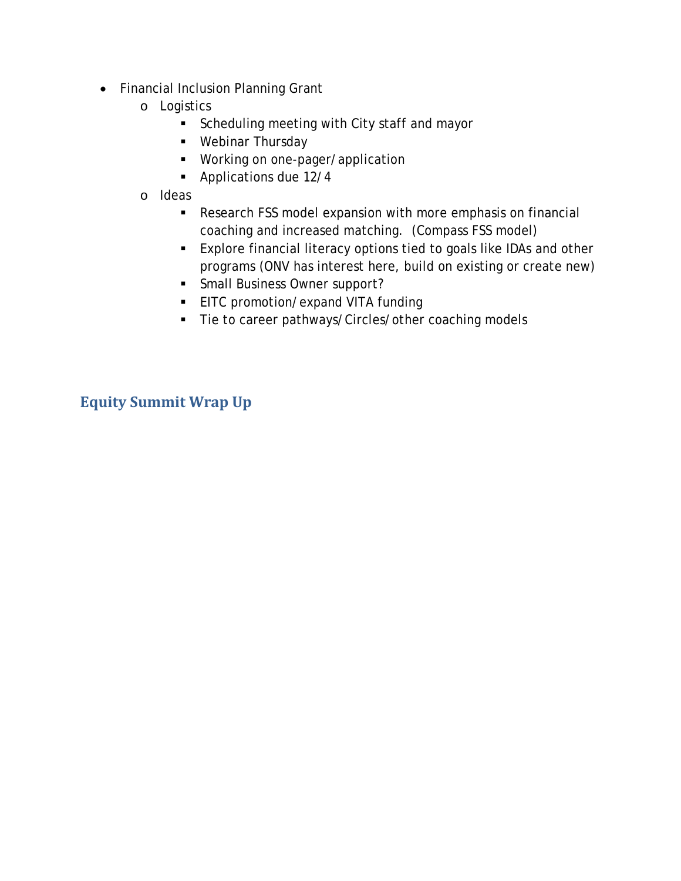- Financial Inclusion Planning Grant
    - Logistics
        - Scheduling meeting with City staff and mayor
        - Webinar Thursday
        - Working on one-pager/application
        - Applications due 12/4
    - Ideas
        - Research FSS model expansion with more emphasis on financial coaching and increased matching.  (Compass FSS model)
        - Explore financial literacy options tied to goals like IDAs and other programs (ONV has interest here, build on existing or create new)
        - Small Business Owner support?
        - EITC promotion/expand VITA funding
        - Tie to career pathways/Circles/other coaching models

## Equity Summit Wrap Up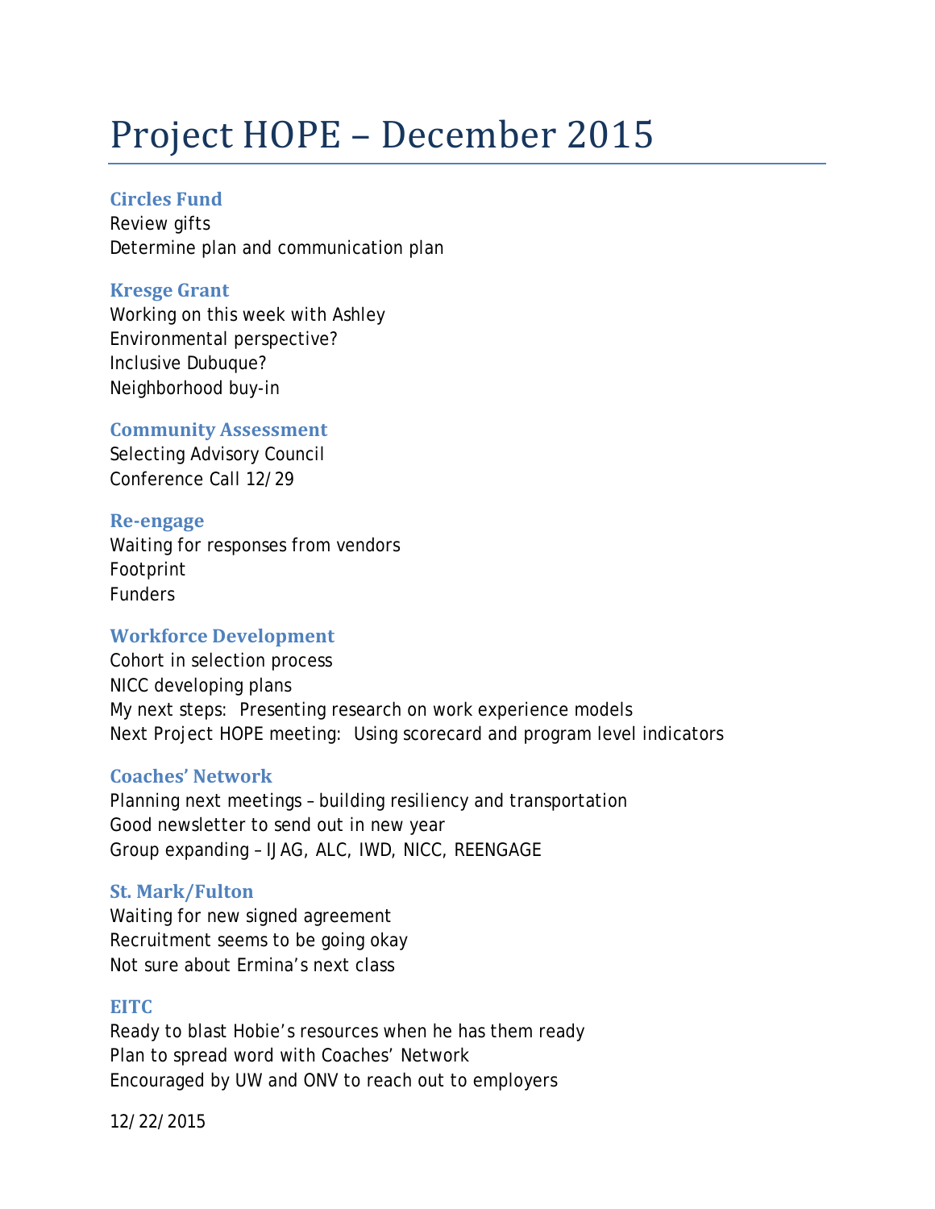# Project HOPE – December 2015

### Circles Fund

Review gifts
Determine plan and communication plan

### Kresge Grant

Working on this week with Ashley
Environmental perspective?
Inclusive Dubuque?
Neighborhood buy-in

### Community Assessment

Selecting Advisory Council
Conference Call 12/29

### Re-engage

Waiting for responses from vendors
Footprint
Funders

### Workforce Development

Cohort in selection process
NICC developing plans
My next steps: Presenting research on work experience models
Next Project HOPE meeting: Using scorecard and program level indicators

### Coaches' Network

Planning next meetings – building resiliency and transportation
Good newsletter to send out in new year
Group expanding – IJAG, ALC, IWD, NICC, REENGAGE

### St. Mark/Fulton

Waiting for new signed agreement
Recruitment seems to be going okay
Not sure about Ermina's next class

### EITC

Ready to blast Hobie's resources when he has them ready
Plan to spread word with Coaches' Network
Encouraged by UW and ONV to reach out to employers

12/22/2015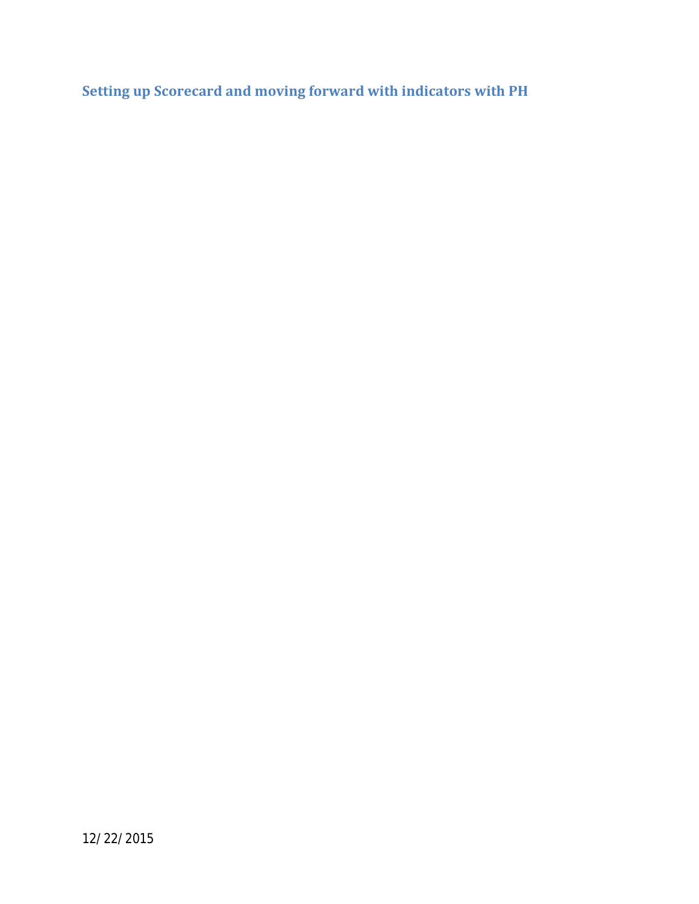## Setting up Scorecard and moving forward with indicators with PH

12/22/2015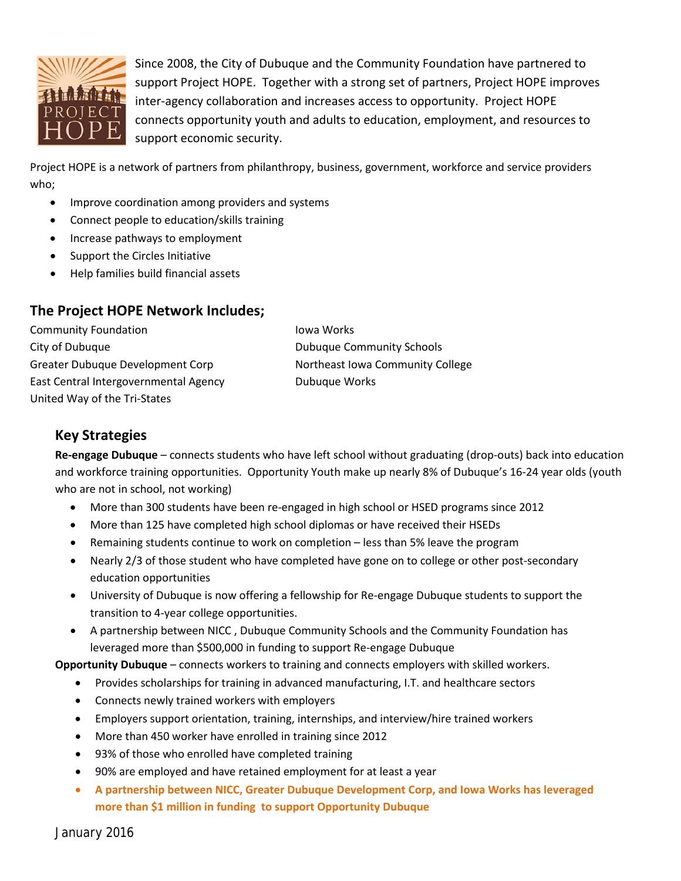Since 2008, the City of Dubuque and the Community Foundation have partnered to support Project HOPE. Together with a strong set of partners, Project HOPE improves inter-agency collaboration and increases access to opportunity. Project HOPE connects opportunity youth and adults to education, employment, and resources to support economic security.

Project HOPE is a network of partners from philanthropy, business, government, workforce and service providers who;

- Improve coordination among providers and systems
- Connect people to education/skills training
- Increase pathways to employment
- Support the Circles Initiative
- Help families build financial assets

## The Project HOPE Network Includes;

Community Foundation
City of Dubuque
Greater Dubuque Development Corp
East Central Intergovernmental Agency
United Way of the Tri-States
Iowa Works
Dubuque Community Schools
Northeast Iowa Community College
Dubuque Works

## Key Strategies

**Re-engage Dubuque** – connects students who have left school without graduating (drop-outs) back into education and workforce training opportunities. Opportunity Youth make up nearly 8% of Dubuque's 16-24 year olds (youth who are not in school, not working)

- More than 300 students have been re-engaged in high school or HSED programs since 2012
- More than 125 have completed high school diplomas or have received their HSEDs
- Remaining students continue to work on completion – less than 5% leave the program
- Nearly 2/3 of those student who have completed have gone on to college or other post-secondary education opportunities
- University of Dubuque is now offering a fellowship for Re-engage Dubuque students to support the transition to 4-year college opportunities.
- A partnership between NICC , Dubuque Community Schools and the Community Foundation has leveraged more than $500,000 in funding to support Re-engage Dubuque

**Opportunity Dubuque** – connects workers to training and connects employers with skilled workers.

- Provides scholarships for training in advanced manufacturing, I.T. and healthcare sectors
- Connects newly trained workers with employers
- Employers support orientation, training, internships, and interview/hire trained workers
- More than 450 worker have enrolled in training since 2012
- 93% of those who enrolled have completed training
- 90% are employed and have retained employment for at least a year
- **A partnership between NICC, Greater Dubuque Development Corp, and Iowa Works has leveraged more than $1 million in funding to support Opportunity Dubuque**

January 2016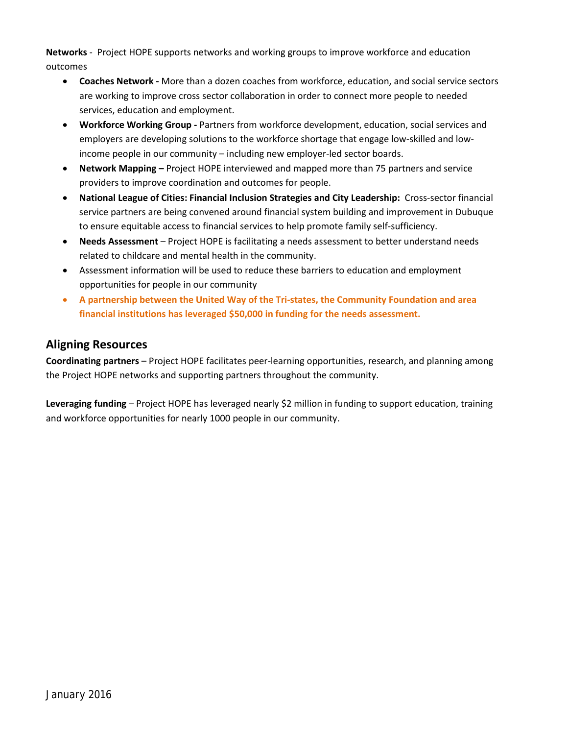**Networks** - Project HOPE supports networks and working groups to improve workforce and education outcomes

- **Coaches Network -** More than a dozen coaches from workforce, education, and social service sectors are working to improve cross sector collaboration in order to connect more people to needed services, education and employment.
- **Workforce Working Group -** Partners from workforce development, education, social services and employers are developing solutions to the workforce shortage that engage low-skilled and low-income people in our community – including new employer-led sector boards.
- **Network Mapping –** Project HOPE interviewed and mapped more than 75 partners and service providers to improve coordination and outcomes for people.
- **National League of Cities: Financial Inclusion Strategies and City Leadership:** Cross-sector financial service partners are being convened around financial system building and improvement in Dubuque to ensure equitable access to financial services to help promote family self-sufficiency.
- **Needs Assessment** – Project HOPE is facilitating a needs assessment to better understand needs related to childcare and mental health in the community.
- Assessment information will be used to reduce these barriers to education and employment opportunities for people in our community
- **A partnership between the United Way of the Tri-states, the Community Foundation and area financial institutions has leveraged $50,000 in funding for the needs assessment.**

## Aligning Resources

**Coordinating partners** – Project HOPE facilitates peer-learning opportunities, research, and planning among the Project HOPE networks and supporting partners throughout the community.

**Leveraging funding** – Project HOPE has leveraged nearly $2 million in funding to support education, training and workforce opportunities for nearly 1000 people in our community.

January 2016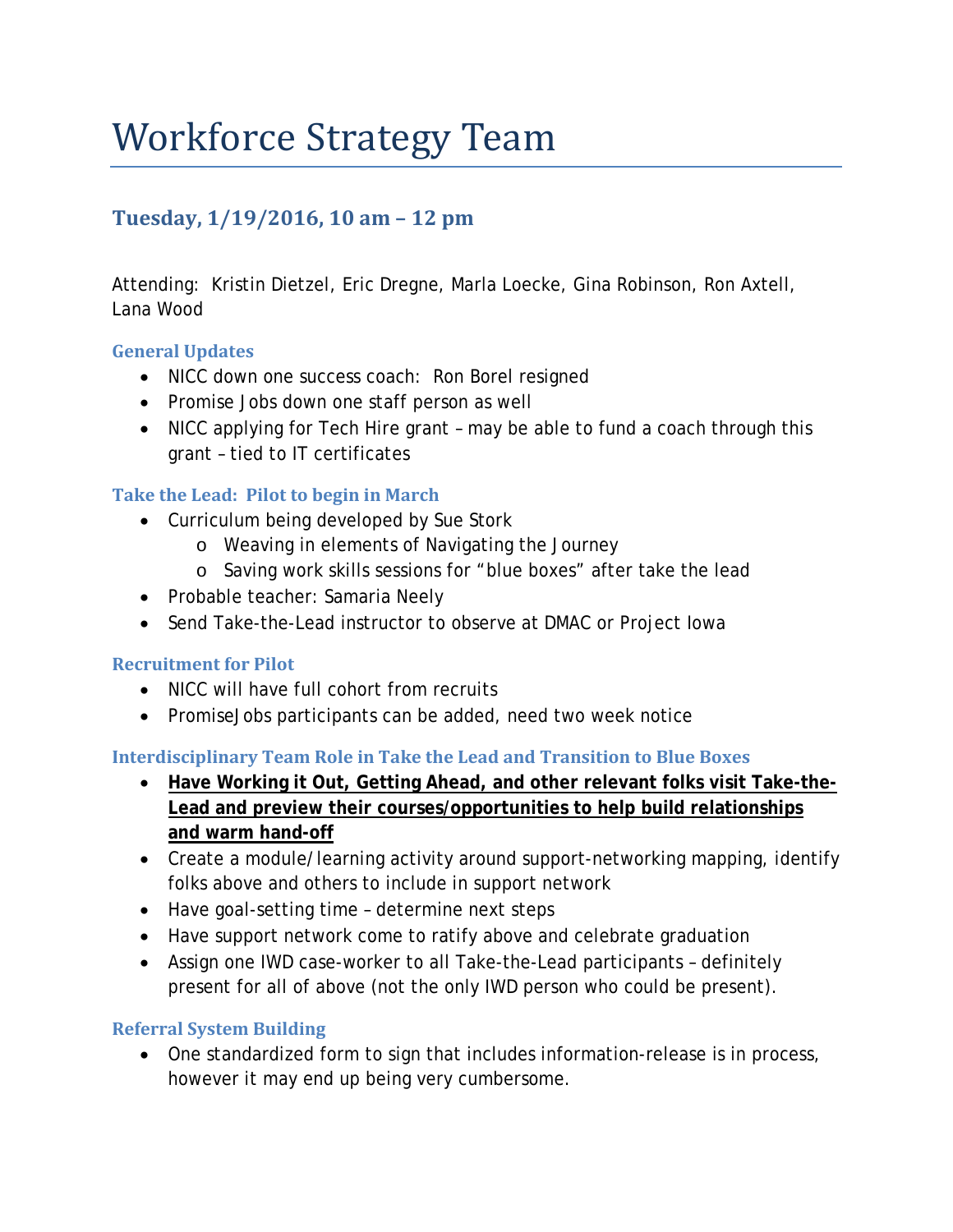# Workforce Strategy Team

## Tuesday, 1/19/2016, 10 am – 12 pm

Attending: Kristin Dietzel, Eric Dregne, Marla Loecke, Gina Robinson, Ron Axtell, Lana Wood

### General Updates

- NICC down one success coach: Ron Borel resigned
- Promise Jobs down one staff person as well
- NICC applying for Tech Hire grant – may be able to fund a coach through this grant – tied to IT certificates

### Take the Lead: Pilot to begin in March

- Curriculum being developed by Sue Stork
  - Weaving in elements of Navigating the Journey
  - Saving work skills sessions for "blue boxes" after take the lead
- Probable teacher: Samaria Neely
- Send Take-the-Lead instructor to observe at DMAC or Project Iowa

### Recruitment for Pilot

- NICC will have full cohort from recruits
- PromiseJobs participants can be added, need two week notice

### Interdisciplinary Team Role in Take the Lead and Transition to Blue Boxes

- <u>**Have Working it Out, Getting Ahead, and other relevant folks visit Take-the-Lead and preview their courses/opportunities to help build relationships and warm hand-off**</u>
- Create a module/learning activity around support-networking mapping, identify folks above and others to include in support network
- Have goal-setting time – determine next steps
- Have support network come to ratify above and celebrate graduation
- Assign one IWD case-worker to all Take-the-Lead participants – definitely present for all of above (not the only IWD person who could be present).

### Referral System Building

- One standardized form to sign that includes information-release is in process, however it may end up being very cumbersome.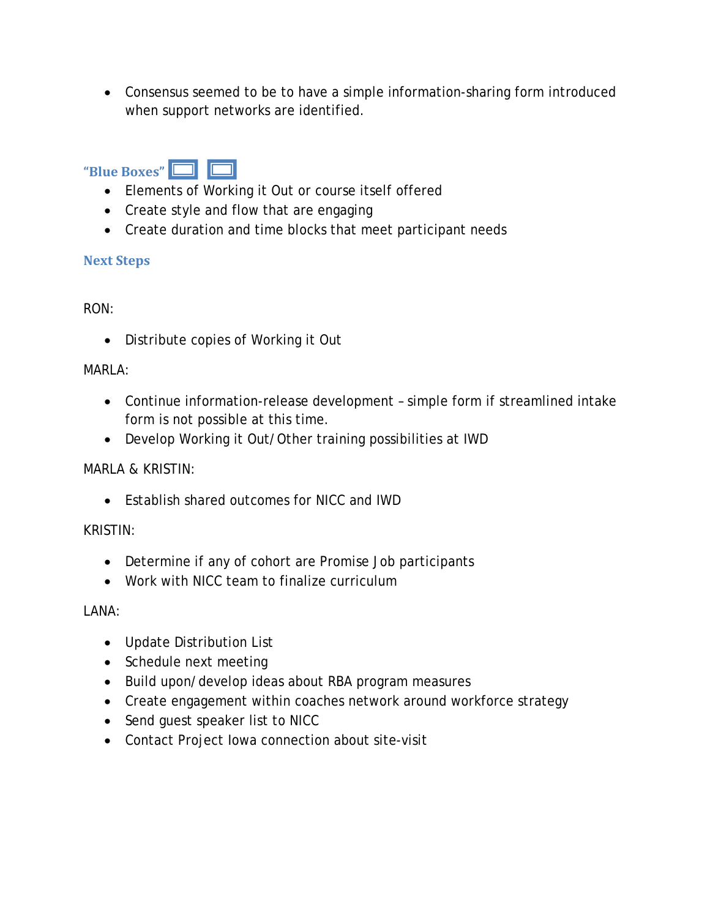- Consensus seemed to be to have a simple information-sharing form introduced when support networks are identified.

### "Blue Boxes"

- Elements of Working it Out or course itself offered
- Create style and flow that are engaging
- Create duration and time blocks that meet participant needs

### Next Steps

RON:

- Distribute copies of Working it Out

MARLA:

- Continue information-release development – simple form if streamlined intake form is not possible at this time.
- Develop Working it Out/Other training possibilities at IWD

MARLA & KRISTIN:

- Establish shared outcomes for NICC and IWD

KRISTIN:

- Determine if any of cohort are Promise Job participants
- Work with NICC team to finalize curriculum

LANA:

- Update Distribution List
- Schedule next meeting
- Build upon/develop ideas about RBA program measures
- Create engagement within coaches network around workforce strategy
- Send guest speaker list to NICC
- Contact Project Iowa connection about site-visit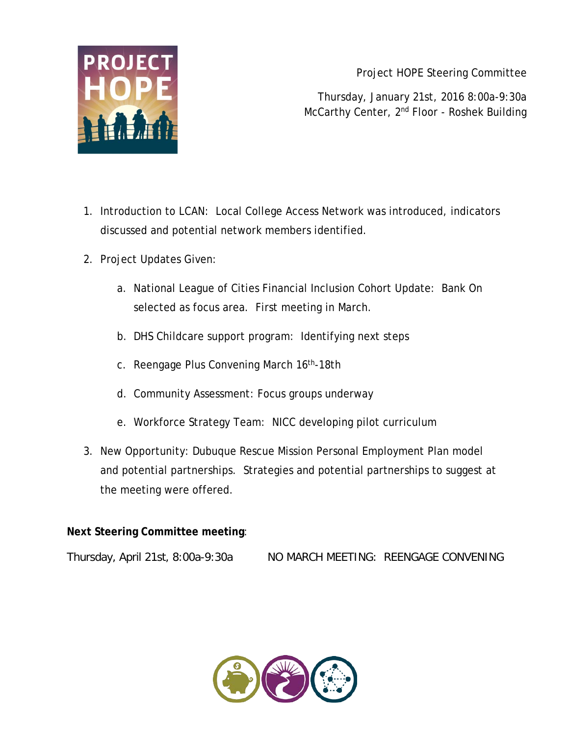Project HOPE Steering Committee

Thursday, January 21st, 2016 8:00a-9:30a
McCarthy Center, 2nd Floor - Roshek Building

1. Introduction to LCAN: Local College Access Network was introduced, indicators discussed and potential network members identified.
2. Project Updates Given:
   a. National League of Cities Financial Inclusion Cohort Update: Bank On selected as focus area. First meeting in March.
   b. DHS Childcare support program: Identifying next steps
   c. Reengage Plus Convening March 16th-18th
   d. Community Assessment: Focus groups underway
   e. Workforce Strategy Team: NICC developing pilot curriculum
3. New Opportunity: Dubuque Rescue Mission Personal Employment Plan model and potential partnerships. Strategies and potential partnerships to suggest at the meeting were offered.

**Next Steering Committee meeting**:

Thursday, April 21st, 8:00a-9:30a NO MARCH MEETING: REENGAGE CONVENING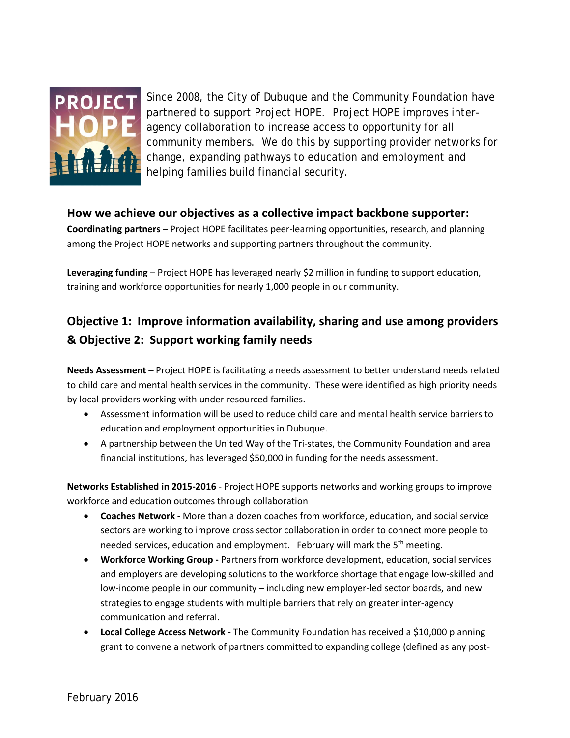Since 2008, the City of Dubuque and the Community Foundation have partnered to support Project HOPE. Project HOPE improves inter-agency collaboration to increase access to opportunity for all community members. We do this by supporting provider networks for change, expanding pathways to education and employment and helping families build financial security.

## How we achieve our objectives as a collective impact backbone supporter:

**Coordinating partners** – Project HOPE facilitates peer-learning opportunities, research, and planning among the Project HOPE networks and supporting partners throughout the community.

**Leveraging funding** – Project HOPE has leveraged nearly $2 million in funding to support education, training and workforce opportunities for nearly 1,000 people in our community.

## Objective 1: Improve information availability, sharing and use among providers & Objective 2: Support working family needs

**Needs Assessment** – Project HOPE is facilitating a needs assessment to better understand needs related to child care and mental health services in the community. These were identified as high priority needs by local providers working with under resourced families.

- Assessment information will be used to reduce child care and mental health service barriers to education and employment opportunities in Dubuque.
- A partnership between the United Way of the Tri-states, the Community Foundation and area financial institutions, has leveraged $50,000 in funding for the needs assessment.

**Networks Established in 2015-2016** - Project HOPE supports networks and working groups to improve workforce and education outcomes through collaboration

- **Coaches Network -** More than a dozen coaches from workforce, education, and social service sectors are working to improve cross sector collaboration in order to connect more people to needed services, education and employment. February will mark the 5th meeting.
- **Workforce Working Group -** Partners from workforce development, education, social services and employers are developing solutions to the workforce shortage that engage low-skilled and low-income people in our community – including new employer-led sector boards, and new strategies to engage students with multiple barriers that rely on greater inter-agency communication and referral.
- **Local College Access Network -** The Community Foundation has received a $10,000 planning grant to convene a network of partners committed to expanding college (defined as any post-

February 2016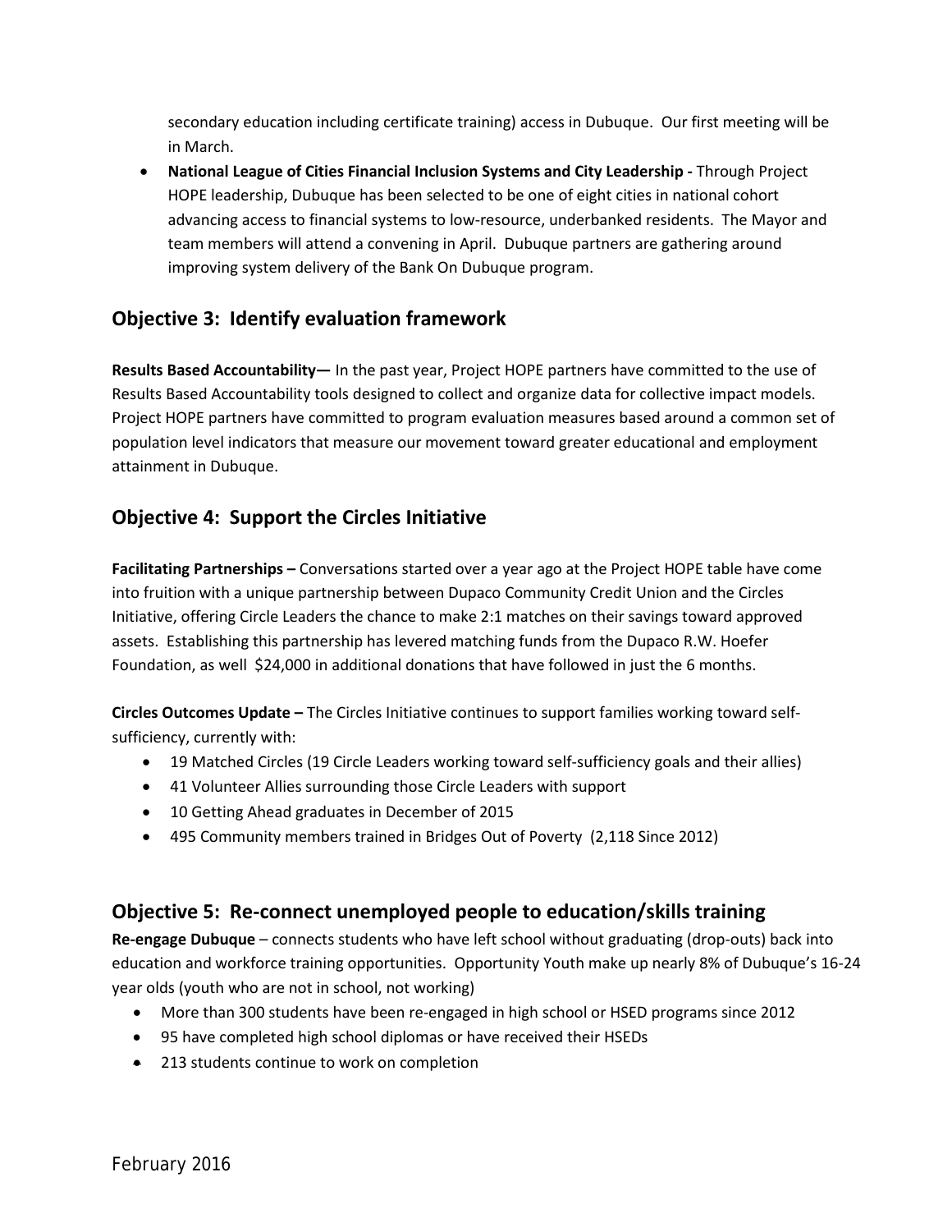secondary education including certificate training) access in Dubuque. Our first meeting will be in March.

- **National League of Cities Financial Inclusion Systems and City Leadership -** Through Project HOPE leadership, Dubuque has been selected to be one of eight cities in national cohort advancing access to financial systems to low-resource, underbanked residents. The Mayor and team members will attend a convening in April. Dubuque partners are gathering around improving system delivery of the Bank On Dubuque program.

## Objective 3: Identify evaluation framework

**Results Based Accountability—** In the past year, Project HOPE partners have committed to the use of Results Based Accountability tools designed to collect and organize data for collective impact models. Project HOPE partners have committed to program evaluation measures based around a common set of population level indicators that measure our movement toward greater educational and employment attainment in Dubuque.

## Objective 4: Support the Circles Initiative

**Facilitating Partnerships –** Conversations started over a year ago at the Project HOPE table have come into fruition with a unique partnership between Dupaco Community Credit Union and the Circles Initiative, offering Circle Leaders the chance to make 2:1 matches on their savings toward approved assets. Establishing this partnership has levered matching funds from the Dupaco R.W. Hoefer Foundation, as well $24,000 in additional donations that have followed in just the 6 months.

**Circles Outcomes Update –** The Circles Initiative continues to support families working toward self-sufficiency, currently with:

- 19 Matched Circles (19 Circle Leaders working toward self-sufficiency goals and their allies)
- 41 Volunteer Allies surrounding those Circle Leaders with support
- 10 Getting Ahead graduates in December of 2015
- 495 Community members trained in Bridges Out of Poverty (2,118 Since 2012)

## Objective 5: Re-connect unemployed people to education/skills training

**Re-engage Dubuque** – connects students who have left school without graduating (drop-outs) back into education and workforce training opportunities. Opportunity Youth make up nearly 8% of Dubuque's 16-24 year olds (youth who are not in school, not working)

- More than 300 students have been re-engaged in high school or HSED programs since 2012
- 95 have completed high school diplomas or have received their HSEDs
- 213 students continue to work on completion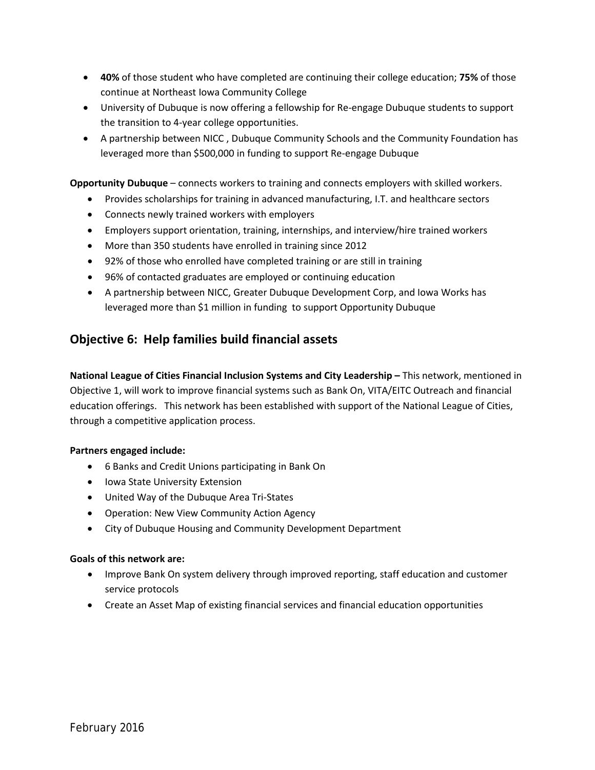- **40%** of those student who have completed are continuing their college education; **75%** of those continue at Northeast Iowa Community College
- University of Dubuque is now offering a fellowship for Re-engage Dubuque students to support the transition to 4-year college opportunities.
- A partnership between NICC , Dubuque Community Schools and the Community Foundation has leveraged more than $500,000 in funding to support Re-engage Dubuque

**Opportunity Dubuque** – connects workers to training and connects employers with skilled workers.

- Provides scholarships for training in advanced manufacturing, I.T. and healthcare sectors
- Connects newly trained workers with employers
- Employers support orientation, training, internships, and interview/hire trained workers
- More than 350 students have enrolled in training since 2012
- 92% of those who enrolled have completed training or are still in training
- 96% of contacted graduates are employed or continuing education
- A partnership between NICC, Greater Dubuque Development Corp, and Iowa Works has leveraged more than $1 million in funding to support Opportunity Dubuque

## Objective 6: Help families build financial assets

**National League of Cities Financial Inclusion Systems and City Leadership –** This network, mentioned in Objective 1, will work to improve financial systems such as Bank On, VITA/EITC Outreach and financial education offerings. This network has been established with support of the National League of Cities, through a competitive application process.

**Partners engaged include:**

- 6 Banks and Credit Unions participating in Bank On
- Iowa State University Extension
- United Way of the Dubuque Area Tri-States
- Operation: New View Community Action Agency
- City of Dubuque Housing and Community Development Department

**Goals of this network are:**

- Improve Bank On system delivery through improved reporting, staff education and customer service protocols
- Create an Asset Map of existing financial services and financial education opportunities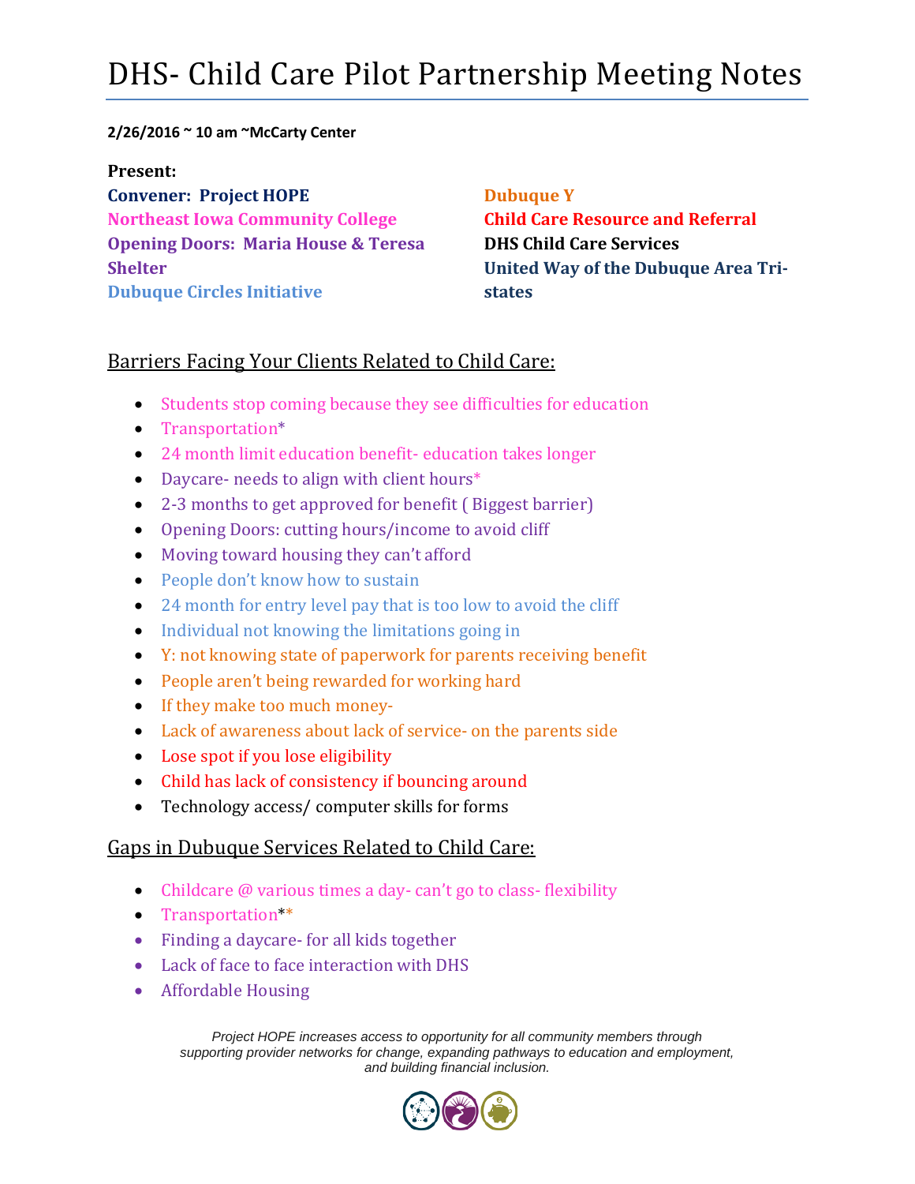# DHS- Child Care Pilot Partnership Meeting Notes

**2/26/2016 ~ 10 am ~McCarty Center**

**Present:**

**Convener: Project HOPE**
**Northeast Iowa Community College**
**Opening Doors: Maria House & Teresa Shelter**
**Dubuque Circles Initiative**
**Dubuque Y**
**Child Care Resource and Referral**
**DHS Child Care Services**
**United Way of the Dubuque Area Tri-states**

## Barriers Facing Your Clients Related to Child Care:

- Students stop coming because they see difficulties for education
- Transportation*
- 24 month limit education benefit- education takes longer
- Daycare- needs to align with client hours*
- 2-3 months to get approved for benefit ( Biggest barrier)
- Opening Doors: cutting hours/income to avoid cliff
- Moving toward housing they can't afford
- People don't know how to sustain
- 24 month for entry level pay that is too low to avoid the cliff
- Individual not knowing the limitations going in
- Y: not knowing state of paperwork for parents receiving benefit
- People aren't being rewarded for working hard
- If they make too much money-
- Lack of awareness about lack of service- on the parents side
- Lose spot if you lose eligibility
- Child has lack of consistency if bouncing around
- Technology access/ computer skills for forms

## Gaps in Dubuque Services Related to Child Care:

- Childcare @ various times a day- can't go to class- flexibility
- Transportation**
- Finding a daycare- for all kids together
- Lack of face to face interaction with DHS
- Affordable Housing

*Project HOPE increases access to opportunity for all community members through supporting provider networks for change, expanding pathways to education and employment, and building financial inclusion.*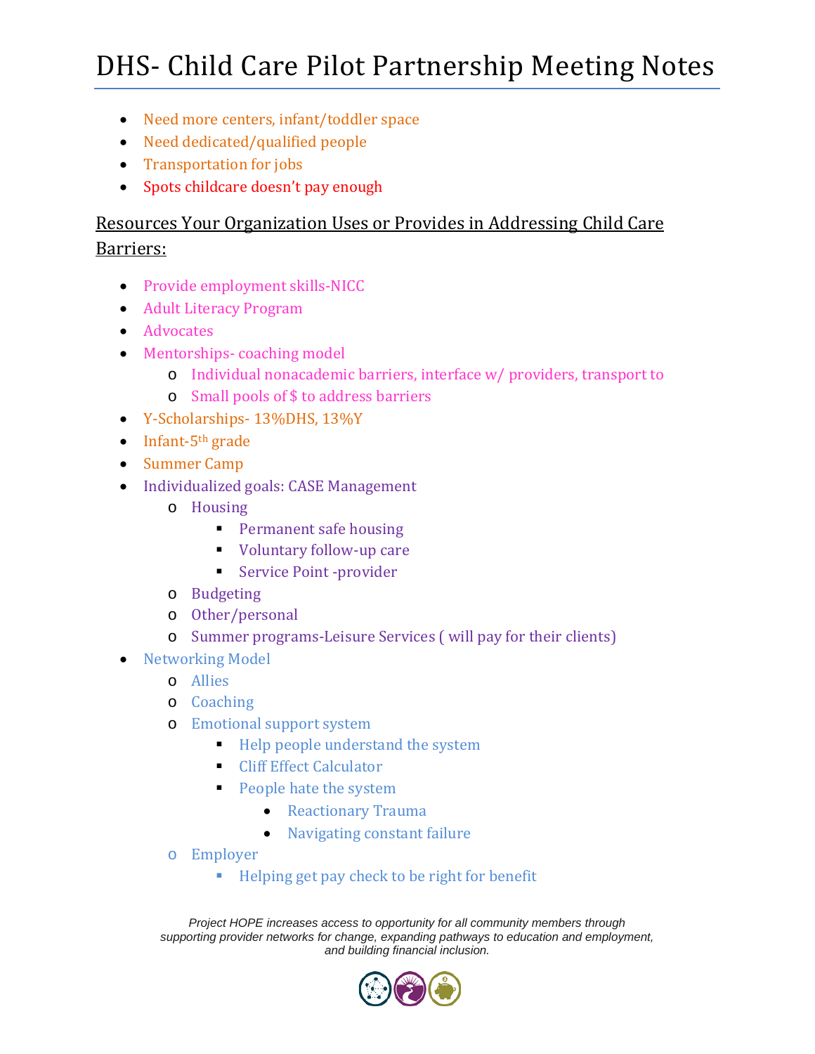# DHS- Child Care Pilot Partnership Meeting Notes

- Need more centers, infant/toddler space
- Need dedicated/qualified people
- Transportation for jobs
- Spots childcare doesn't pay enough

## Resources Your Organization Uses or Provides in Addressing Child Care Barriers:

- Provide employment skills-NICC
- Adult Literacy Program
- Advocates
- Mentorships- coaching model
  - Individual nonacademic barriers, interface w/ providers, transport to
  - Small pools of $ to address barriers
- Y-Scholarships- 13%DHS, 13%Y
- Infant-5th grade
- Summer Camp
- Individualized goals: CASE Management
  - Housing
    - Permanent safe housing
    - Voluntary follow-up care
    - Service Point -provider
  - Budgeting
  - Other/personal
  - Summer programs-Leisure Services ( will pay for their clients)
- Networking Model
  - Allies
  - Coaching
  - Emotional support system
    - Help people understand the system
    - Cliff Effect Calculator
    - People hate the system
      - Reactionary Trauma
      - Navigating constant failure
  - Employer
    - Helping get pay check to be right for benefit

*Project HOPE increases access to opportunity for all community members through supporting provider networks for change, expanding pathways to education and employment, and building financial inclusion.*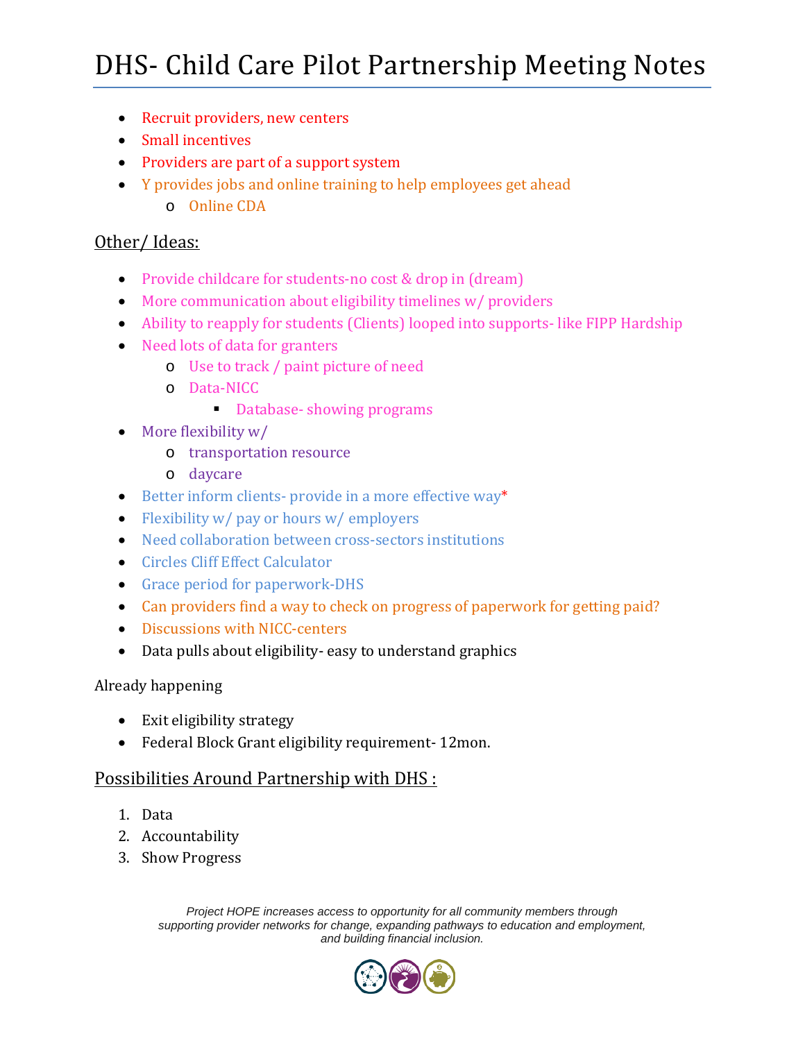# DHS- Child Care Pilot Partnership Meeting Notes

- Recruit providers, new centers
- Small incentives
- Providers are part of a support system
- Y provides jobs and online training to help employees get ahead
  - Online CDA

## Other/ Ideas:

- Provide childcare for students-no cost & drop in (dream)
- More communication about eligibility timelines w/ providers
- Ability to reapply for students (Clients) looped into supports- like FIPP Hardship
- Need lots of data for granters
  - Use to track / paint picture of need
  - Data-NICC
    - Database- showing programs
- More flexibility w/
  - transportation resource
  - daycare
- Better inform clients- provide in a more effective way*
- Flexibility w/ pay or hours w/ employers
- Need collaboration between cross-sectors institutions
- Circles Cliff Effect Calculator
- Grace period for paperwork-DHS
- Can providers find a way to check on progress of paperwork for getting paid?
- Discussions with NICC-centers
- Data pulls about eligibility- easy to understand graphics

Already happening

- Exit eligibility strategy
- Federal Block Grant eligibility requirement- 12mon.

## Possibilities Around Partnership with DHS :

1. Data
2. Accountability
3. Show Progress

*Project HOPE increases access to opportunity for all community members through supporting provider networks for change, expanding pathways to education and employment, and building financial inclusion.*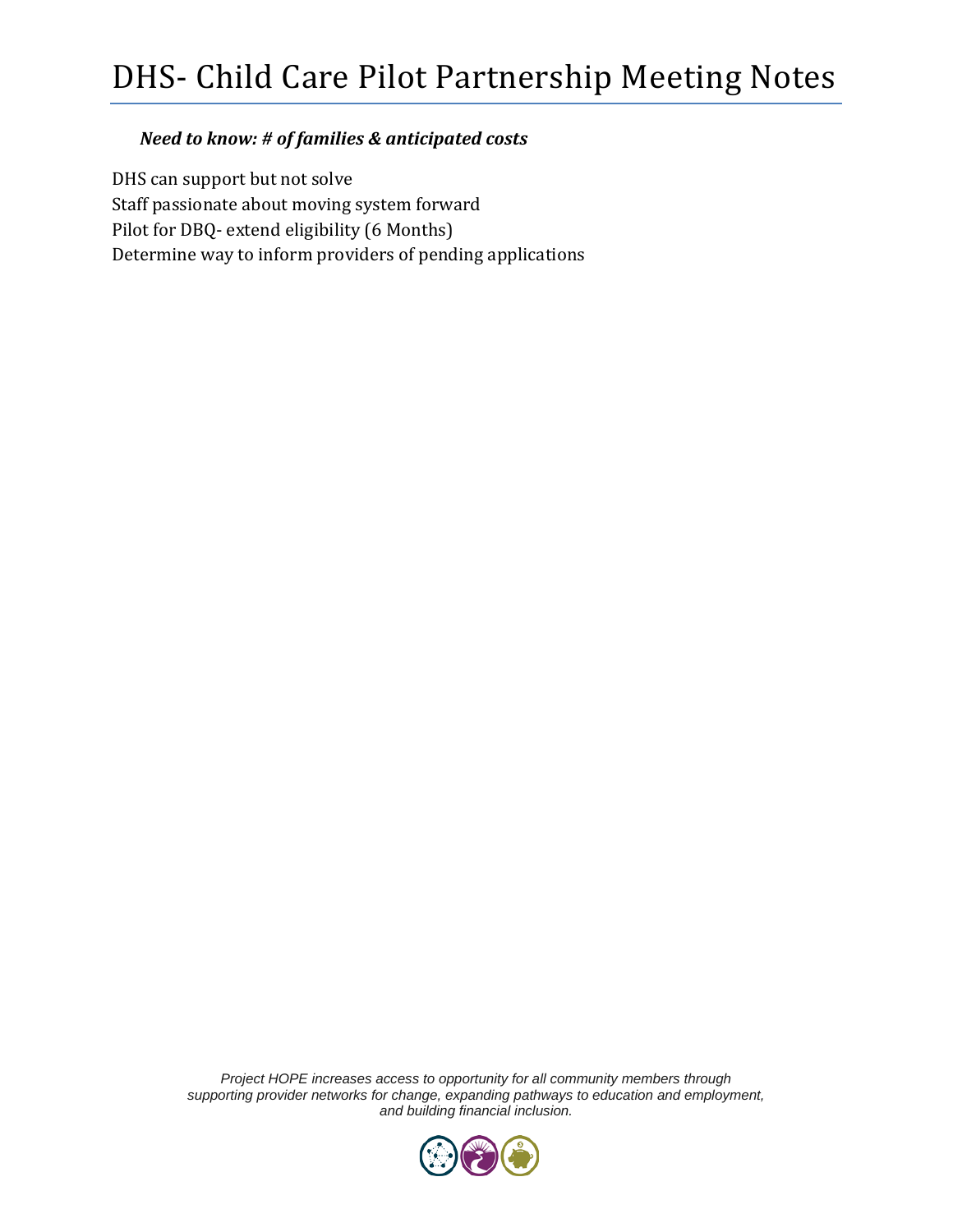# DHS- Child Care Pilot Partnership Meeting Notes

***Need to know: # of families & anticipated costs***

DHS can support but not solve
Staff passionate about moving system forward
Pilot for DBQ- extend eligibility (6 Months)
Determine way to inform providers of pending applications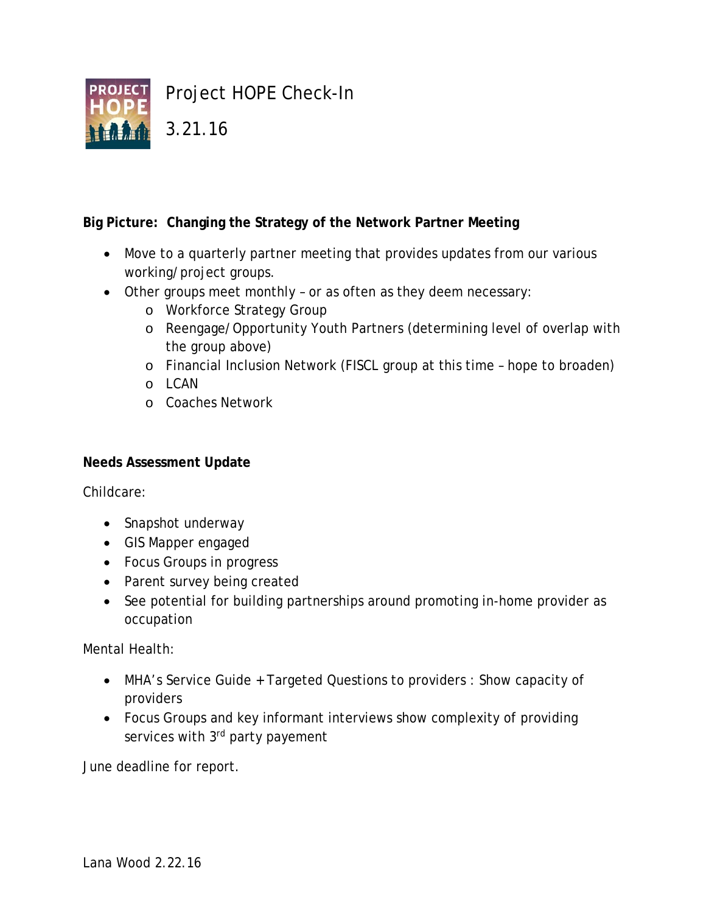# Project HOPE Check-In

3.21.16

**Big Picture: Changing the Strategy of the Network Partner Meeting**

- Move to a quarterly partner meeting that provides updates from our various working/project groups.
- Other groups meet monthly – or as often as they deem necessary:
  - Workforce Strategy Group
  - Reengage/Opportunity Youth Partners (determining level of overlap with the group above)
  - Financial Inclusion Network (FISCL group at this time – hope to broaden)
  - LCAN
  - Coaches Network

**Needs Assessment Update**

Childcare:

- Snapshot underway
- GIS Mapper engaged
- Focus Groups in progress
- Parent survey being created
- See potential for building partnerships around promoting in-home provider as occupation

Mental Health:

- MHA's Service Guide + Targeted Questions to providers : Show capacity of providers
- Focus Groups and key informant interviews show complexity of providing services with 3rd party payement

June deadline for report.

Lana Wood 2.22.16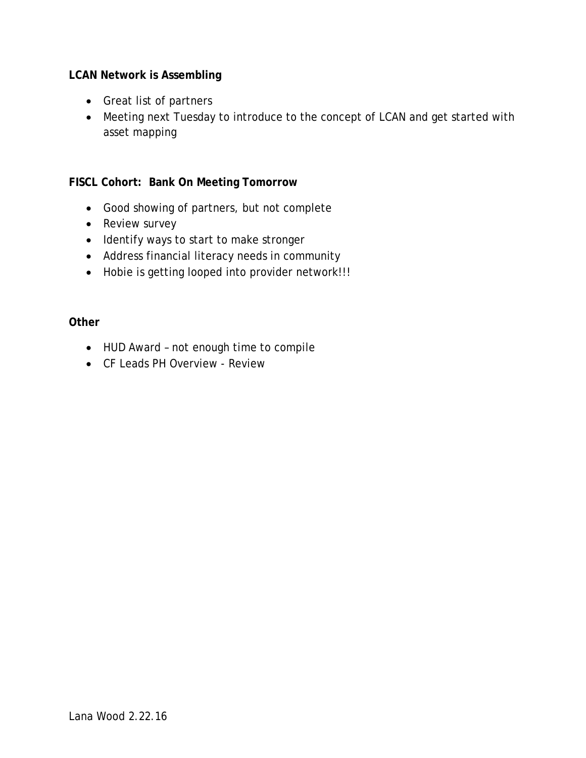**LCAN Network is Assembling**

- Great list of partners
- Meeting next Tuesday to introduce to the concept of LCAN and get started with asset mapping

**FISCL Cohort: Bank On Meeting Tomorrow**

- Good showing of partners, but not complete
- Review survey
- Identify ways to start to make stronger
- Address financial literacy needs in community
- Hobie is getting looped into provider network!!!

**Other**

- HUD Award – not enough time to compile
- CF Leads PH Overview - Review

Lana Wood 2.22.16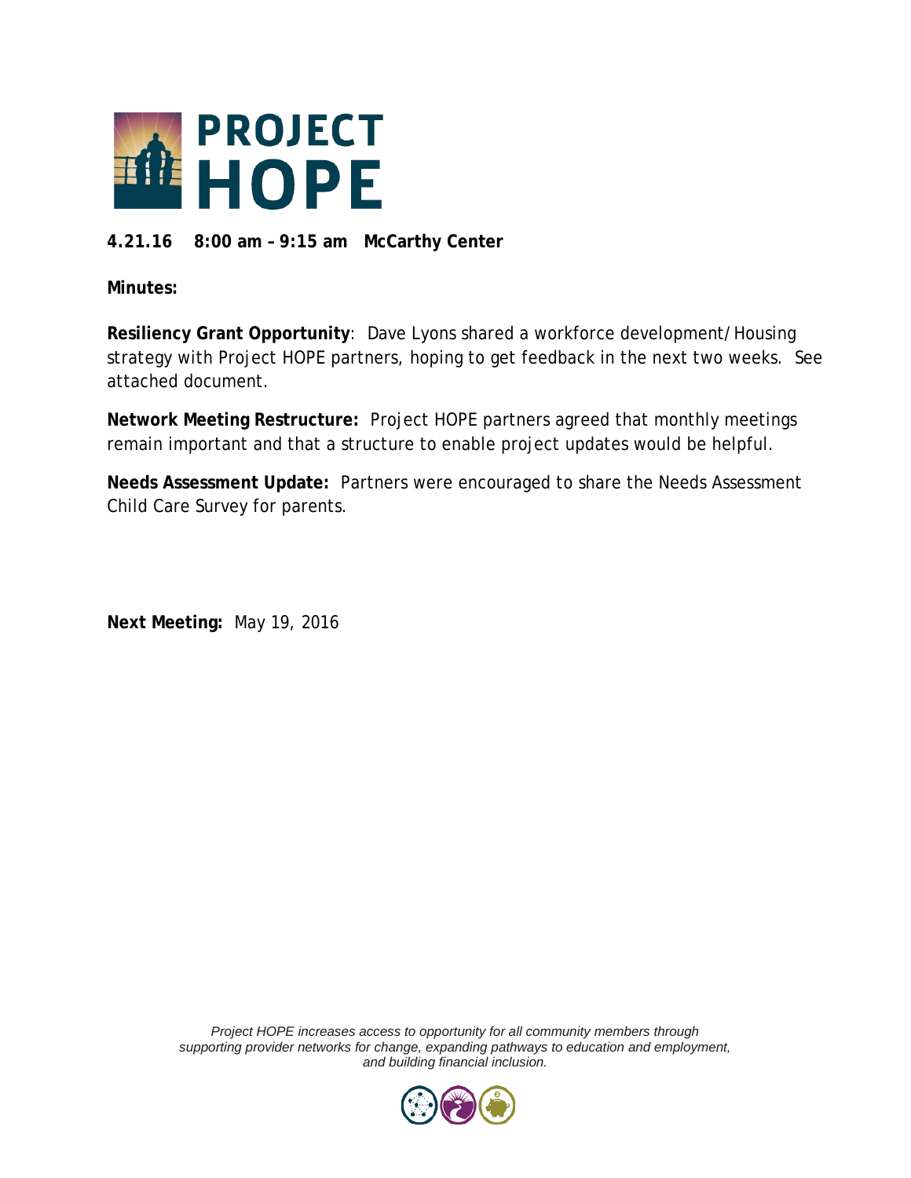# PROJECT HOPE

**4.21.16 8:00 am – 9:15 am McCarthy Center**

**Minutes:**

**Resiliency Grant Opportunity**: Dave Lyons shared a workforce development/Housing strategy with Project HOPE partners, hoping to get feedback in the next two weeks. See attached document.

**Network Meeting Restructure:** Project HOPE partners agreed that monthly meetings remain important and that a structure to enable project updates would be helpful.

**Needs Assessment Update:** Partners were encouraged to share the Needs Assessment Child Care Survey for parents.

**Next Meeting:** May 19, 2016

*Project HOPE increases access to opportunity for all community members through supporting provider networks for change, expanding pathways to education and employment, and building financial inclusion.*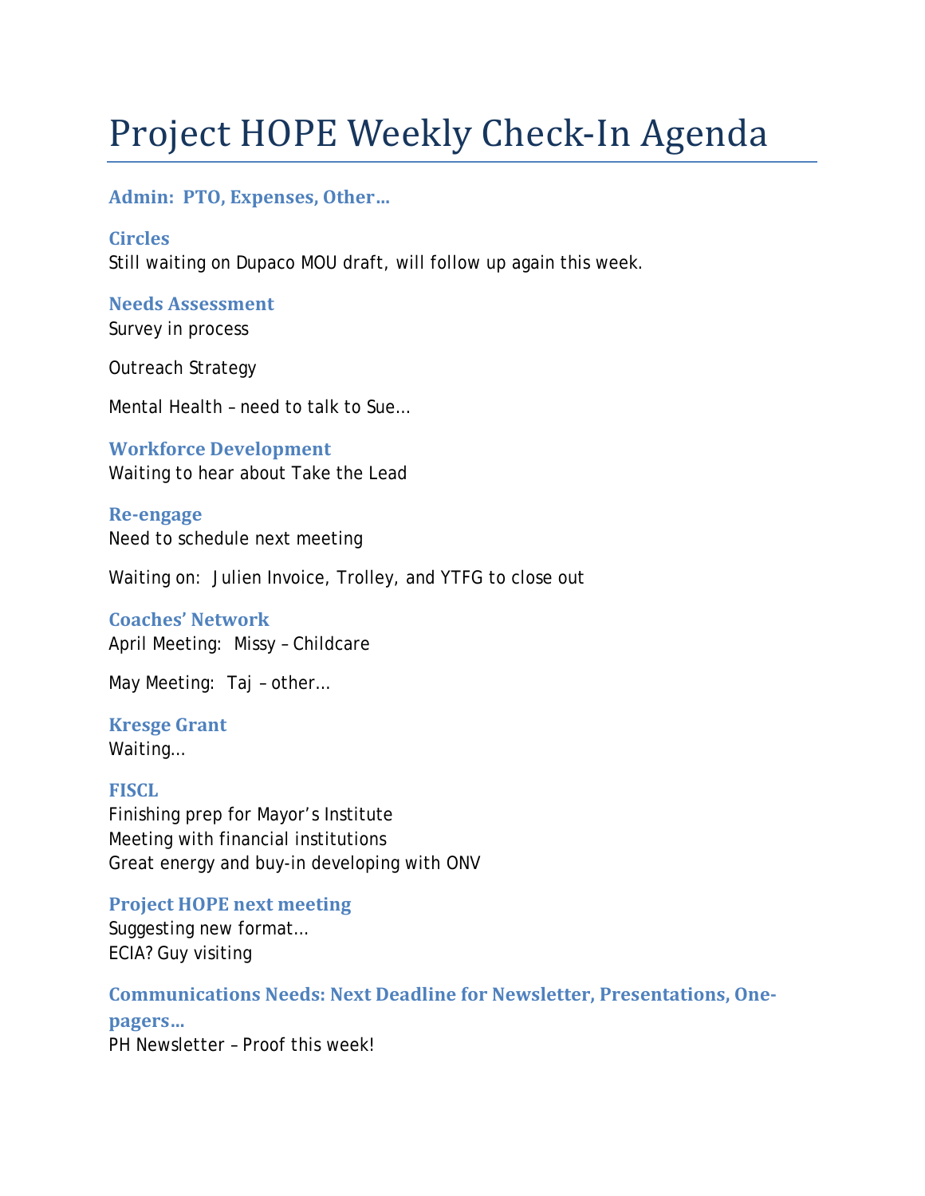# Project HOPE Weekly Check-In Agenda

### Admin: PTO, Expenses, Other…

### Circles

Still waiting on Dupaco MOU draft, will follow up again this week.

### Needs Assessment

Survey in process

Outreach Strategy

Mental Health – need to talk to Sue…

### Workforce Development

Waiting to hear about Take the Lead

### Re-engage

Need to schedule next meeting

Waiting on: Julien Invoice, Trolley, and YTFG to close out

### Coaches' Network

April Meeting: Missy – Childcare

May Meeting: Taj – other…

### Kresge Grant

Waiting…

### FISCL

Finishing prep for Mayor's Institute
Meeting with financial institutions
Great energy and buy-in developing with ONV

### Project HOPE next meeting

Suggesting new format…
ECIA? Guy visiting

### Communications Needs: Next Deadline for Newsletter, Presentations, One-pagers…

PH Newsletter – Proof this week!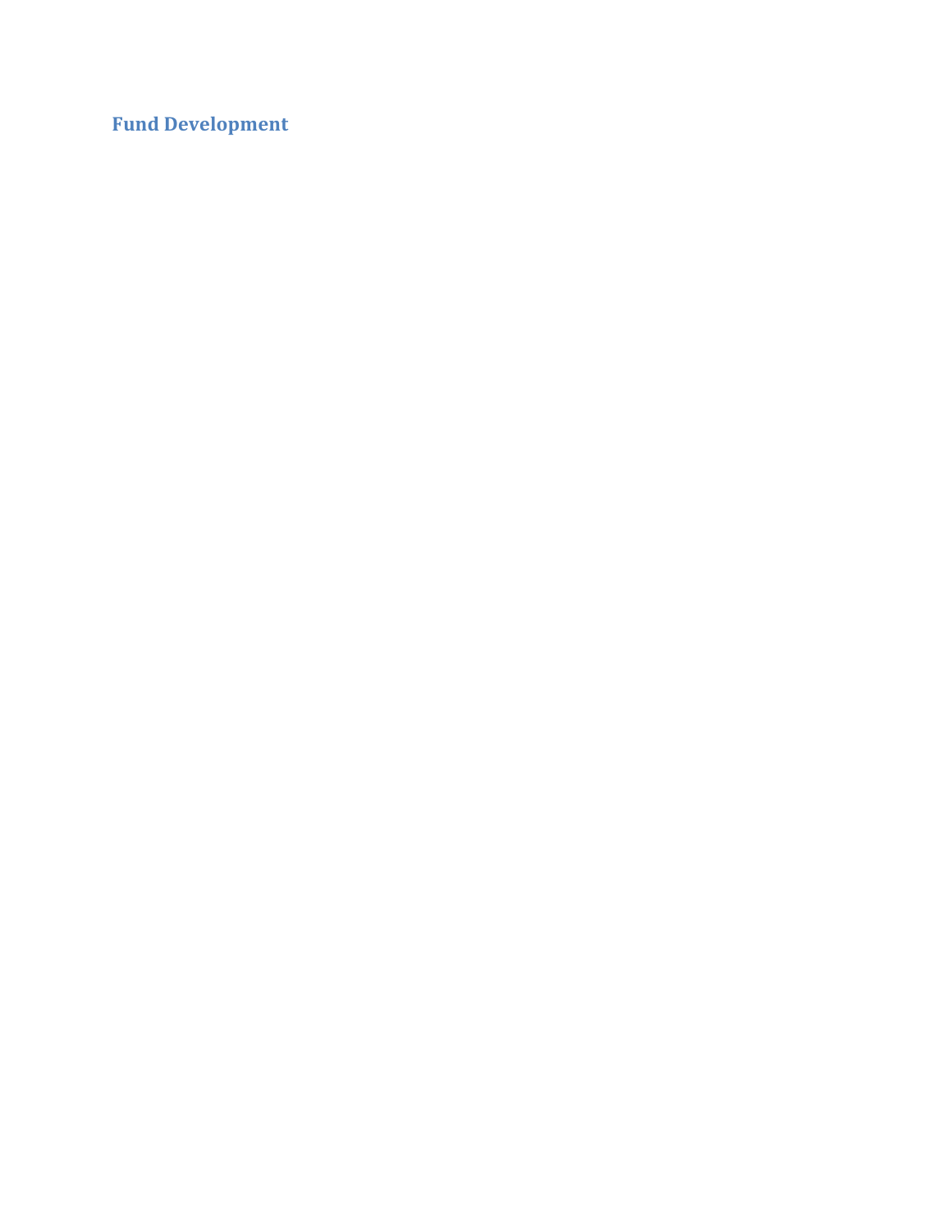## Fund Development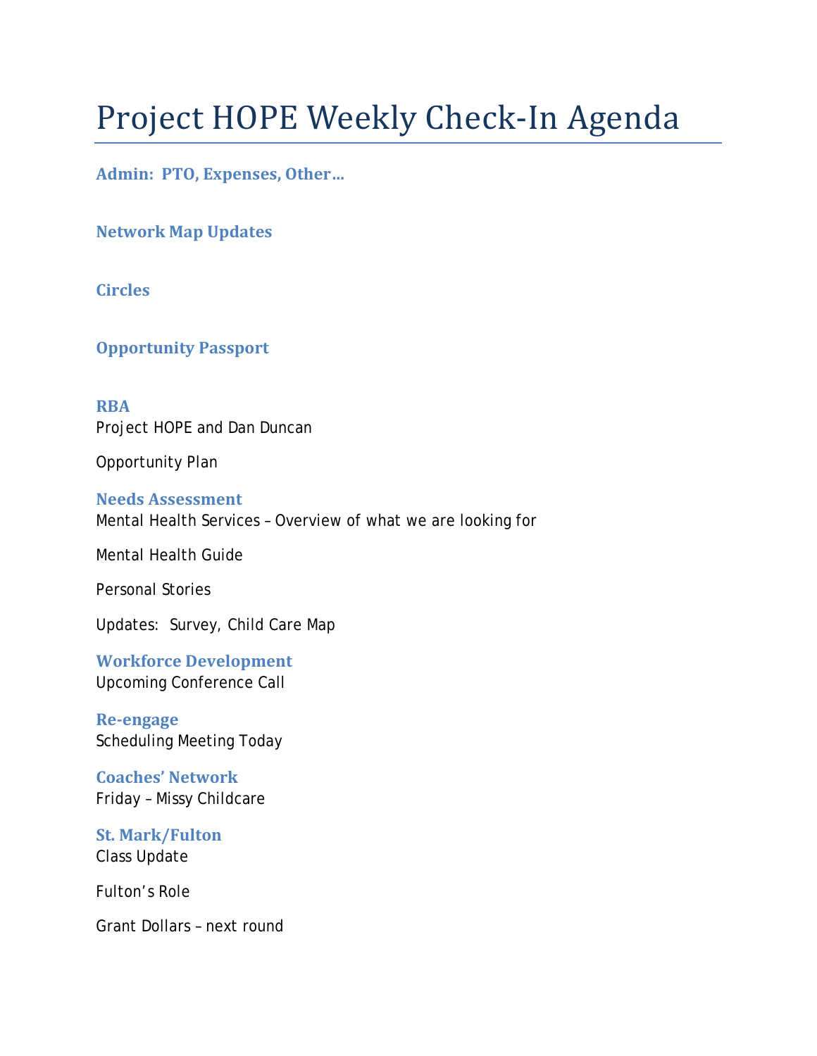# Project HOPE Weekly Check-In Agenda

### Admin: PTO, Expenses, Other…

### Network Map Updates

### Circles

### Opportunity Passport

### RBA

Project HOPE and Dan Duncan

Opportunity Plan

### Needs Assessment

Mental Health Services – Overview of what we are looking for

Mental Health Guide

Personal Stories

Updates: Survey, Child Care Map

### Workforce Development

Upcoming Conference Call

### Re-engage

Scheduling Meeting Today

### Coaches' Network

Friday – Missy Childcare

### St. Mark/Fulton

Class Update

Fulton's Role

Grant Dollars – next round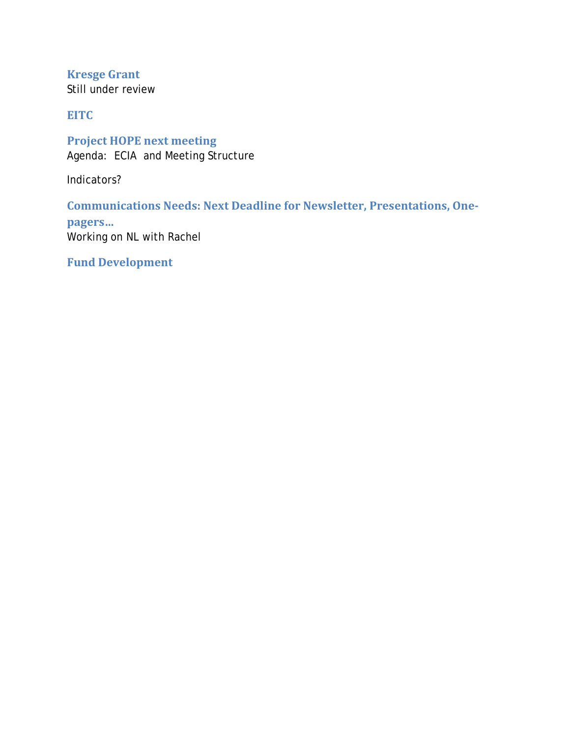## Kresge Grant

Still under review

## EITC

## Project HOPE next meeting

Agenda: ECIA and Meeting Structure

Indicators?

## Communications Needs: Next Deadline for Newsletter, Presentations, One-pagers…

Working on NL with Rachel

## Fund Development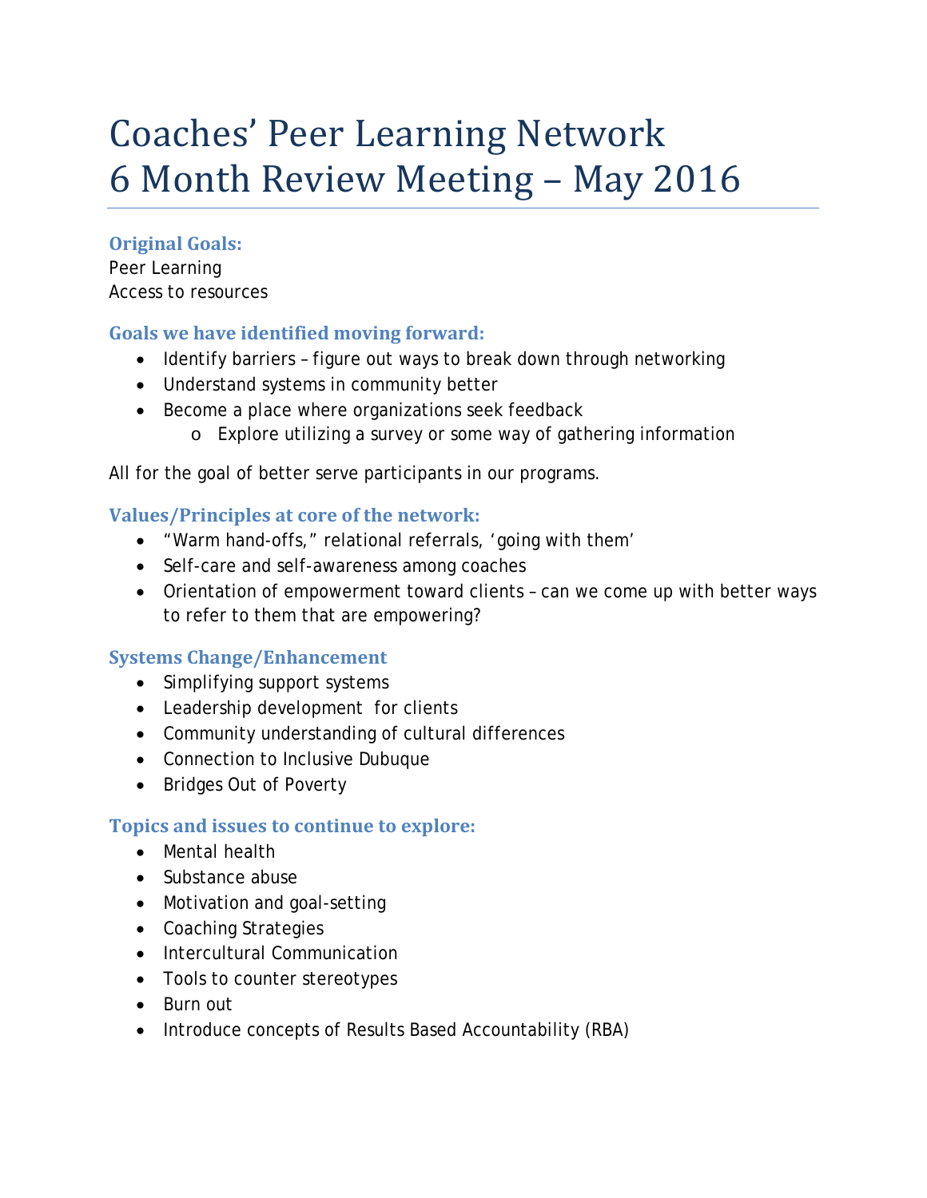# Coaches' Peer Learning Network
# 6 Month Review Meeting – May 2016

### Original Goals:

Peer Learning
Access to resources

### Goals we have identified moving forward:

- Identify barriers – figure out ways to break down through networking
- Understand systems in community better
- Become a place where organizations seek feedback
  - Explore utilizing a survey or some way of gathering information

All for the goal of better serve participants in our programs.

### Values/Principles at core of the network:

- "Warm hand-offs," relational referrals, 'going with them'
- Self-care and self-awareness among coaches
- Orientation of empowerment toward clients – can we come up with better ways to refer to them that are empowering?

### Systems Change/Enhancement

- Simplifying support systems
- Leadership development for clients
- Community understanding of cultural differences
- Connection to Inclusive Dubuque
- Bridges Out of Poverty

### Topics and issues to continue to explore:

- Mental health
- Substance abuse
- Motivation and goal-setting
- Coaching Strategies
- Intercultural Communication
- Tools to counter stereotypes
- Burn out
- Introduce concepts of Results Based Accountability (RBA)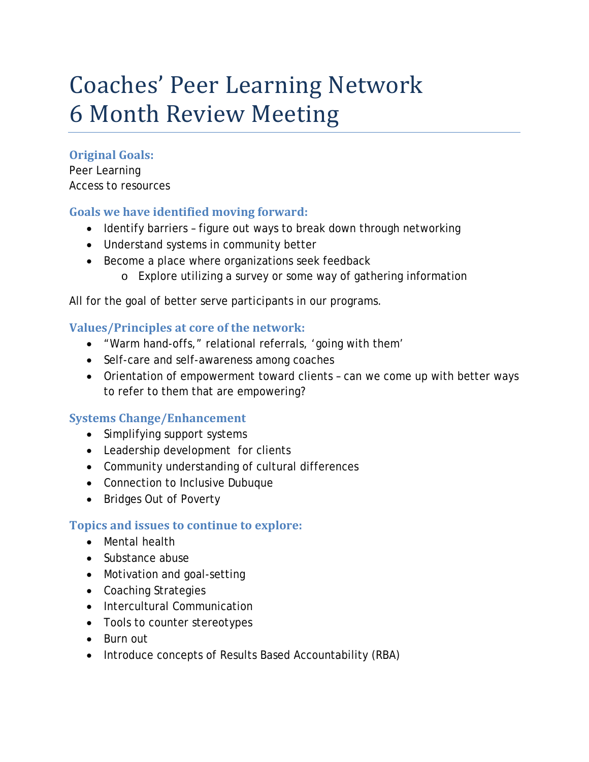# Coaches' Peer Learning Network
# 6 Month Review Meeting

### Original Goals:

Peer Learning
Access to resources

### Goals we have identified moving forward:

- Identify barriers – figure out ways to break down through networking
- Understand systems in community better
- Become a place where organizations seek feedback
    - Explore utilizing a survey or some way of gathering information

All for the goal of better serve participants in our programs.

### Values/Principles at core of the network:

- "Warm hand-offs," relational referrals, 'going with them'
- Self-care and self-awareness among coaches
- Orientation of empowerment toward clients – can we come up with better ways to refer to them that are empowering?

### Systems Change/Enhancement

- Simplifying support systems
- Leadership development for clients
- Community understanding of cultural differences
- Connection to Inclusive Dubuque
- Bridges Out of Poverty

### Topics and issues to continue to explore:

- Mental health
- Substance abuse
- Motivation and goal-setting
- Coaching Strategies
- Intercultural Communication
- Tools to counter stereotypes
- Burn out
- Introduce concepts of Results Based Accountability (RBA)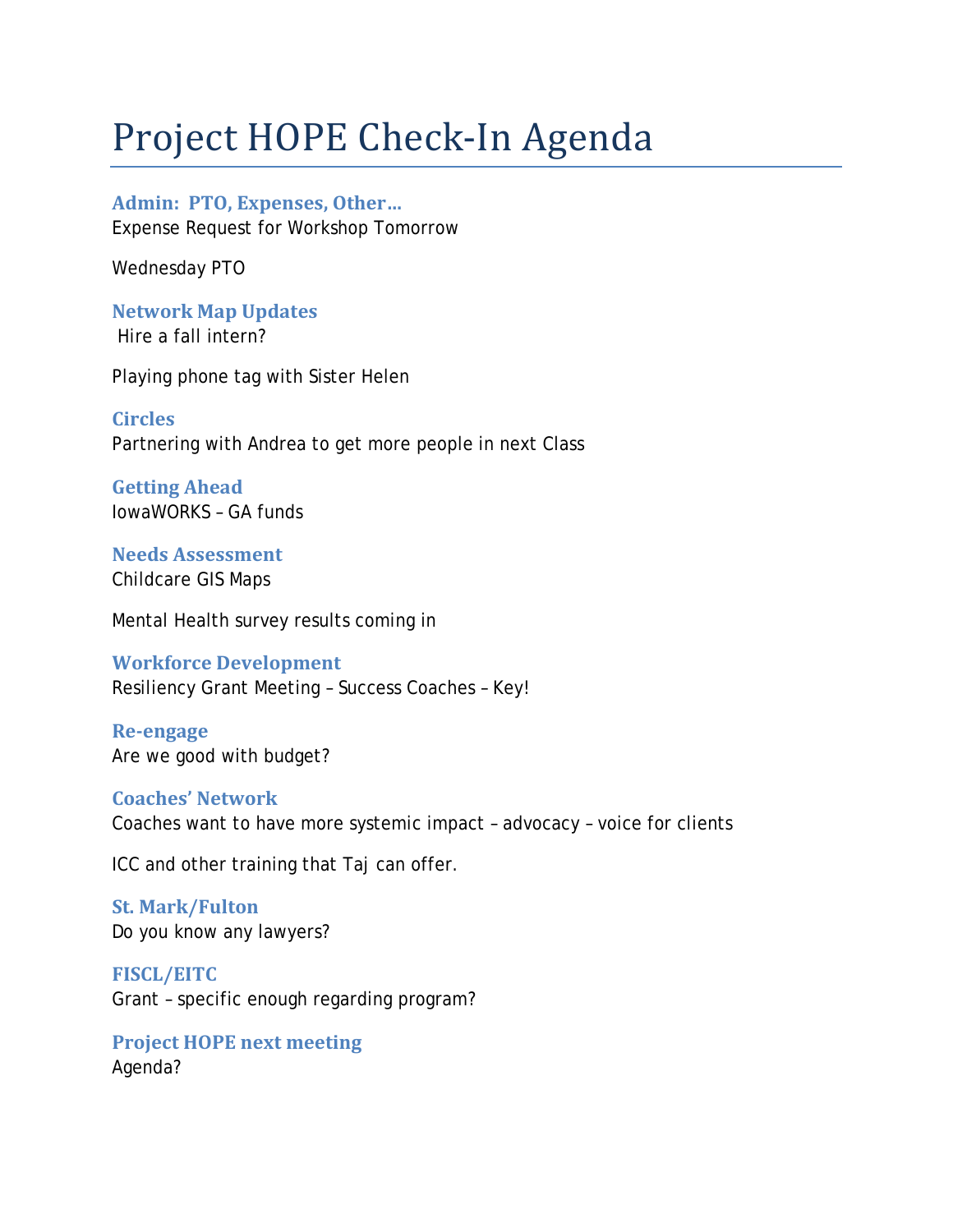# Project HOPE Check-In Agenda

## Admin: PTO, Expenses, Other…

Expense Request for Workshop Tomorrow

Wednesday PTO

## Network Map Updates

Hire a fall intern?

Playing phone tag with Sister Helen

## Circles

Partnering with Andrea to get more people in next Class

## Getting Ahead

IowaWORKS – GA funds

## Needs Assessment

Childcare GIS Maps

Mental Health survey results coming in

## Workforce Development

Resiliency Grant Meeting – Success Coaches – Key!

## Re-engage

Are we good with budget?

## Coaches' Network

Coaches want to have more systemic impact – advocacy – voice for clients

ICC and other training that Taj can offer.

## St. Mark/Fulton

Do you know any lawyers?

## FISCL/EITC

Grant – specific enough regarding program?

## Project HOPE next meeting

Agenda?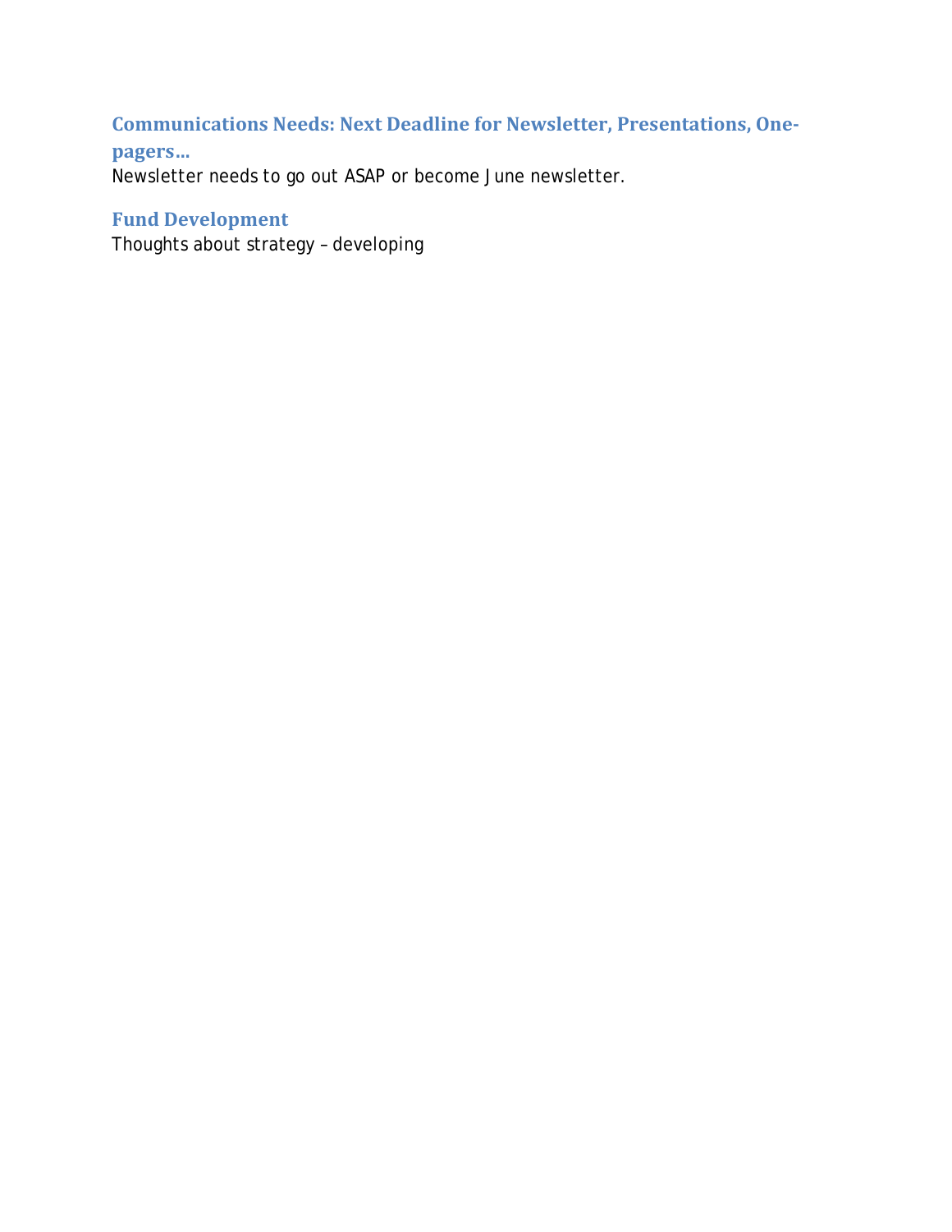## Communications Needs: Next Deadline for Newsletter, Presentations, One-pagers…

Newsletter needs to go out ASAP or become June newsletter.

## Fund Development

Thoughts about strategy – developing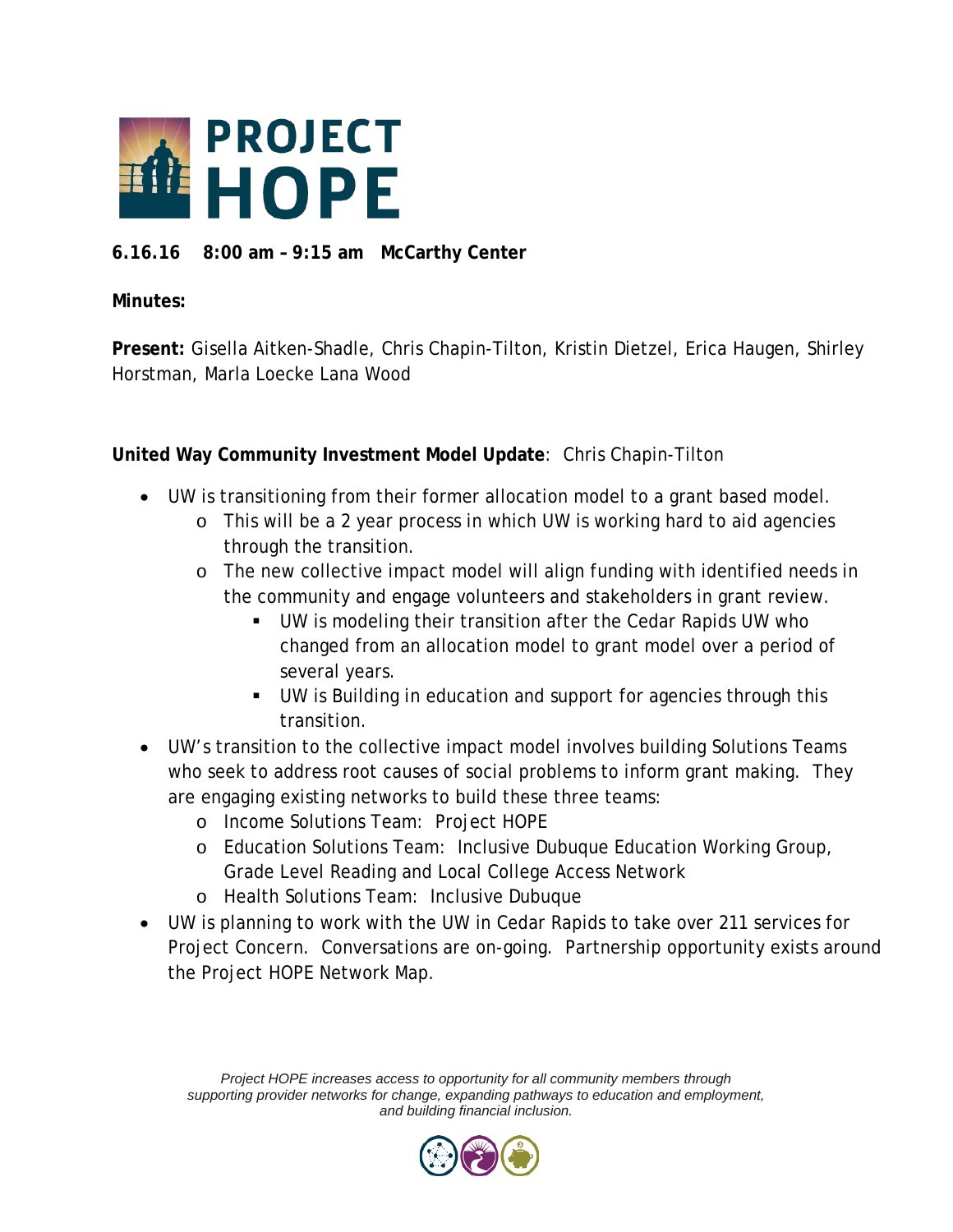# PROJECT HOPE

**6.16.16 8:00 am – 9:15 am McCarthy Center**

**Minutes:**

**Present:** Gisella Aitken-Shadle, Chris Chapin-Tilton, Kristin Dietzel, Erica Haugen, Shirley Horstman, Marla Loecke Lana Wood

**United Way Community Investment Model Update**: Chris Chapin-Tilton

- UW is transitioning from their former allocation model to a grant based model.
  - This will be a 2 year process in which UW is working hard to aid agencies through the transition.
  - The new collective impact model will align funding with identified needs in the community and engage volunteers and stakeholders in grant review.
    - UW is modeling their transition after the Cedar Rapids UW who changed from an allocation model to grant model over a period of several years.
    - UW is Building in education and support for agencies through this transition.
- UW's transition to the collective impact model involves building Solutions Teams who seek to address root causes of social problems to inform grant making. They are engaging existing networks to build these three teams:
  - Income Solutions Team: Project HOPE
  - Education Solutions Team: Inclusive Dubuque Education Working Group, Grade Level Reading and Local College Access Network
  - Health Solutions Team: Inclusive Dubuque
- UW is planning to work with the UW in Cedar Rapids to take over 211 services for Project Concern. Conversations are on-going. Partnership opportunity exists around the Project HOPE Network Map.

*Project HOPE increases access to opportunity for all community members through supporting provider networks for change, expanding pathways to education and employment, and building financial inclusion.*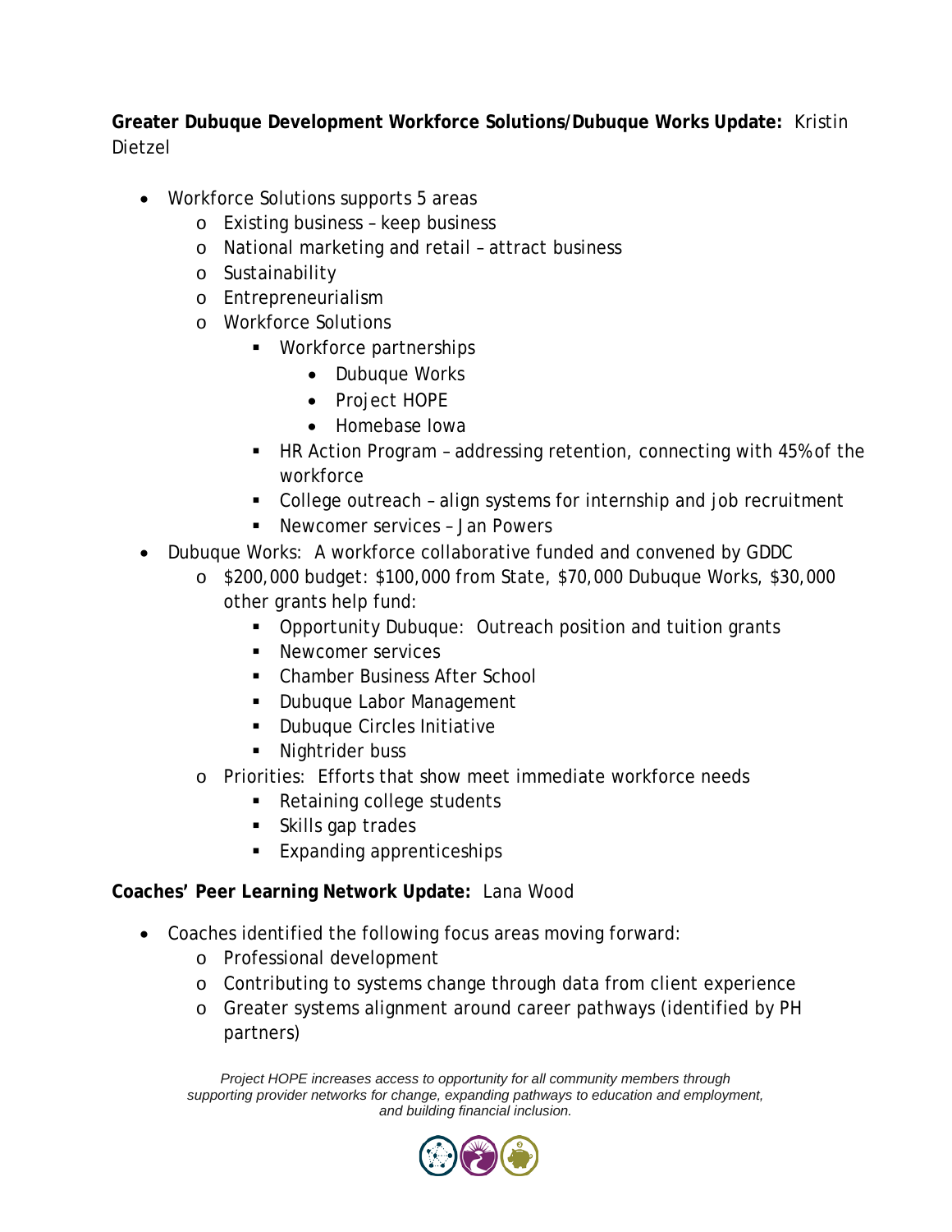**Greater Dubuque Development Workforce Solutions/Dubuque Works Update:** Kristin Dietzel

- Workforce Solutions supports 5 areas
  - Existing business – keep business
  - National marketing and retail – attract business
  - Sustainability
  - Entrepreneurialism
  - Workforce Solutions
    - Workforce partnerships
      - Dubuque Works
      - Project HOPE
      - Homebase Iowa
    - HR Action Program – addressing retention, connecting with 45% of the workforce
    - College outreach – align systems for internship and job recruitment
    - Newcomer services – Jan Powers
- Dubuque Works: A workforce collaborative funded and convened by GDDC
  - $200,000 budget: $100,000 from State, $70,000 Dubuque Works, $30,000 other grants help fund:
    - Opportunity Dubuque: Outreach position and tuition grants
    - Newcomer services
    - Chamber Business After School
    - Dubuque Labor Management
    - Dubuque Circles Initiative
    - Nightrider buss
  - Priorities: Efforts that show meet immediate workforce needs
    - Retaining college students
    - Skills gap trades
    - Expanding apprenticeships

**Coaches' Peer Learning Network Update:** Lana Wood

- Coaches identified the following focus areas moving forward:
  - Professional development
  - Contributing to systems change through data from client experience
  - Greater systems alignment around career pathways (identified by PH partners)

*Project HOPE increases access to opportunity for all community members through supporting provider networks for change, expanding pathways to education and employment, and building financial inclusion.*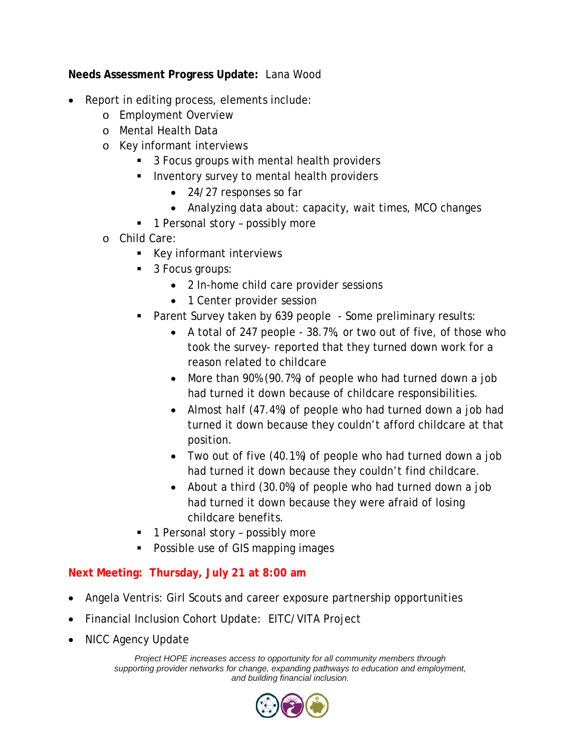**Needs Assessment Progress Update:** Lana Wood

- Report in editing process, elements include:
  - Employment Overview
  - Mental Health Data
  - Key informant interviews
    - 3 Focus groups with mental health providers
    - Inventory survey to mental health providers
      - 24/27 responses so far
      - Analyzing data about: capacity, wait times, MCO changes
    - 1 Personal story – possibly more
  - Child Care:
    - Key informant interviews
    - 3 Focus groups:
      - 2 In-home child care provider sessions
      - 1 Center provider session
    - Parent Survey taken by 639 people - Some preliminary results:
      - A total of 247 people - 38.7%, or two out of five, of those who took the survey- reported that they turned down work for a reason related to childcare
      - More than 90% (90.7%) of people who had turned down a job had turned it down because of childcare responsibilities.
      - Almost half (47.4%) of people who had turned down a job had turned it down because they couldn't afford childcare at that position.
      - Two out of five (40.1%) of people who had turned down a job had turned it down because they couldn't find childcare.
      - About a third (30.0%) of people who had turned down a job had turned it down because they were afraid of losing childcare benefits.
    - 1 Personal story – possibly more
    - Possible use of GIS mapping images

**Next Meeting: Thursday, July 21 at 8:00 am**

- Angela Ventris: Girl Scouts and career exposure partnership opportunities
- Financial Inclusion Cohort Update: EITC/VITA Project
- NICC Agency Update

*Project HOPE increases access to opportunity for all community members through supporting provider networks for change, expanding pathways to education and employment, and building financial inclusion.*